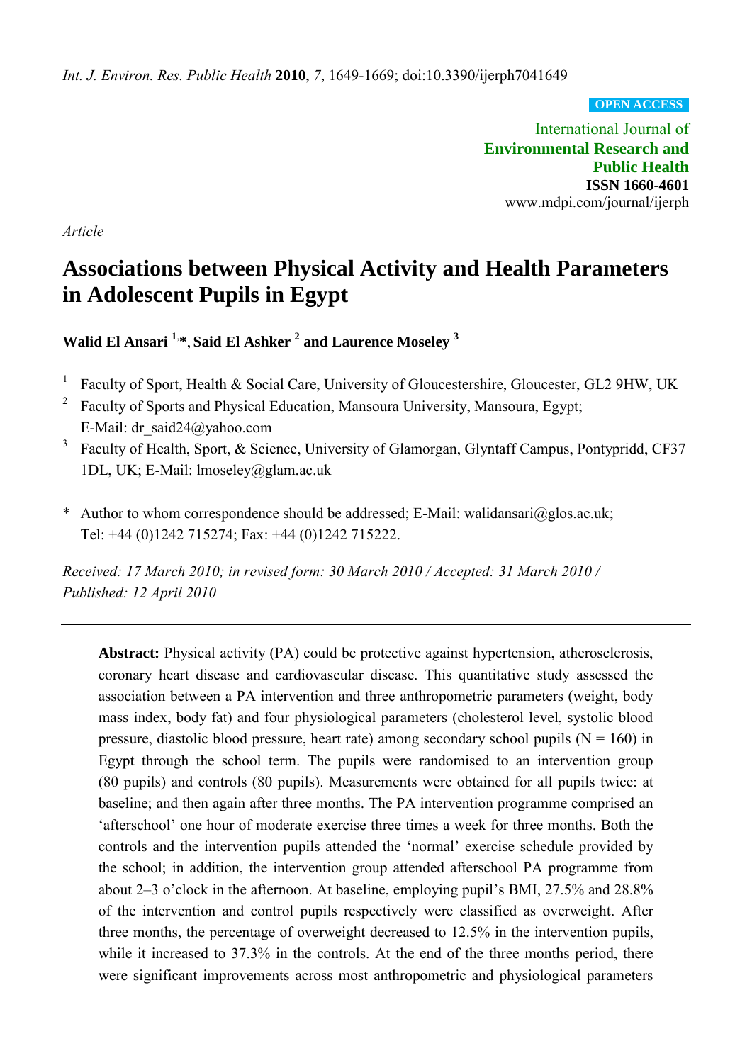*Int. J. Environ. Res. Public Health* **2010**, *7*, 1649-1669; doi:10.3390/ijerph7041649

**OPEN ACCESS**

International Journal of
**Environmental Research and Public Health**
**ISSN 1660-4601**
www.mdpi.com/journal/ijerph

*Article*

# Associations between Physical Activity and Health Parameters in Adolescent Pupils in Egypt

**Walid El Ansari [1,*], Said El Ashker [2] and Laurence Moseley [3]**

1. Faculty of Sport, Health & Social Care, University of Gloucestershire, Gloucester, GL2 9HW, UK
2. Faculty of Sports and Physical Education, Mansoura University, Mansoura, Egypt; E-Mail: dr_said24@yahoo.com
3. Faculty of Health, Sport, & Science, University of Glamorgan, Glyntaff Campus, Pontypridd, CF37 1DL, UK; E-Mail: lmoseley@glam.ac.uk

\* Author to whom correspondence should be addressed; E-Mail: walidansari@glos.ac.uk; Tel: +44 (0)1242 715274; Fax: +44 (0)1242 715222.

*Received: 17 March 2010; in revised form: 30 March 2010 / Accepted: 31 March 2010 / Published: 12 April 2010*

---

**Abstract:** Physical activity (PA) could be protective against hypertension, atherosclerosis, coronary heart disease and cardiovascular disease. This quantitative study assessed the association between a PA intervention and three anthropometric parameters (weight, body mass index, body fat) and four physiological parameters (cholesterol level, systolic blood pressure, diastolic blood pressure, heart rate) among secondary school pupils (N = 160) in Egypt through the school term. The pupils were randomised to an intervention group (80 pupils) and controls (80 pupils). Measurements were obtained for all pupils twice: at baseline; and then again after three months. The PA intervention programme comprised an 'afterschool' one hour of moderate exercise three times a week for three months. Both the controls and the intervention pupils attended the 'normal' exercise schedule provided by the school; in addition, the intervention group attended afterschool PA programme from about 2–3 o'clock in the afternoon. At baseline, employing pupil's BMI, 27.5% and 28.8% of the intervention and control pupils respectively were classified as overweight. After three months, the percentage of overweight decreased to 12.5% in the intervention pupils, while it increased to 37.3% in the controls. At the end of the three months period, there were significant improvements across most anthropometric and physiological parameters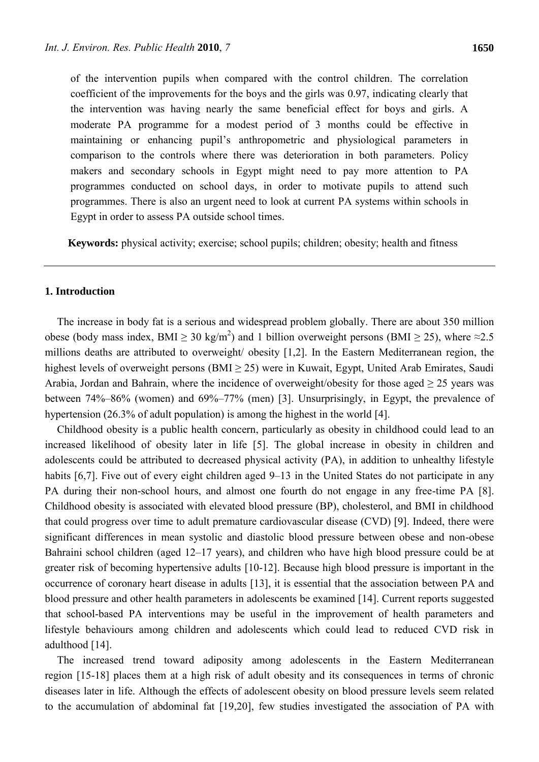of the intervention pupils when compared with the control children. The correlation coefficient of the improvements for the boys and the girls was 0.97, indicating clearly that the intervention was having nearly the same beneficial effect for boys and girls. A moderate PA programme for a modest period of 3 months could be effective in maintaining or enhancing pupil's anthropometric and physiological parameters in comparison to the controls where there was deterioration in both parameters. Policy makers and secondary schools in Egypt might need to pay more attention to PA programmes conducted on school days, in order to motivate pupils to attend such programmes. There is also an urgent need to look at current PA systems within schools in Egypt in order to assess PA outside school times.

**Keywords:** physical activity; exercise; school pupils; children; obesity; health and fitness

## 1. Introduction

The increase in body fat is a serious and widespread problem globally. There are about 350 million obese (body mass index, BMI ≥ 30 kg/m$^2$) and 1 billion overweight persons (BMI ≥ 25), where ≈2.5 millions deaths are attributed to overweight/ obesity [1,2]. In the Eastern Mediterranean region, the highest levels of overweight persons (BMI ≥ 25) were in Kuwait, Egypt, United Arab Emirates, Saudi Arabia, Jordan and Bahrain, where the incidence of overweight/obesity for those aged ≥ 25 years was between 74%–86% (women) and 69%–77% (men) [3]. Unsurprisingly, in Egypt, the prevalence of hypertension (26.3% of adult population) is among the highest in the world [4].

Childhood obesity is a public health concern, particularly as obesity in childhood could lead to an increased likelihood of obesity later in life [5]. The global increase in obesity in children and adolescents could be attributed to decreased physical activity (PA), in addition to unhealthy lifestyle habits [6,7]. Five out of every eight children aged 9–13 in the United States do not participate in any PA during their non-school hours, and almost one fourth do not engage in any free-time PA [8]. Childhood obesity is associated with elevated blood pressure (BP), cholesterol, and BMI in childhood that could progress over time to adult premature cardiovascular disease (CVD) [9]. Indeed, there were significant differences in mean systolic and diastolic blood pressure between obese and non-obese Bahraini school children (aged 12–17 years), and children who have high blood pressure could be at greater risk of becoming hypertensive adults [10-12]. Because high blood pressure is important in the occurrence of coronary heart disease in adults [13], it is essential that the association between PA and blood pressure and other health parameters in adolescents be examined [14]. Current reports suggested that school-based PA interventions may be useful in the improvement of health parameters and lifestyle behaviours among children and adolescents which could lead to reduced CVD risk in adulthood [14].

The increased trend toward adiposity among adolescents in the Eastern Mediterranean region [15-18] places them at a high risk of adult obesity and its consequences in terms of chronic diseases later in life. Although the effects of adolescent obesity on blood pressure levels seem related to the accumulation of abdominal fat [19,20], few studies investigated the association of PA with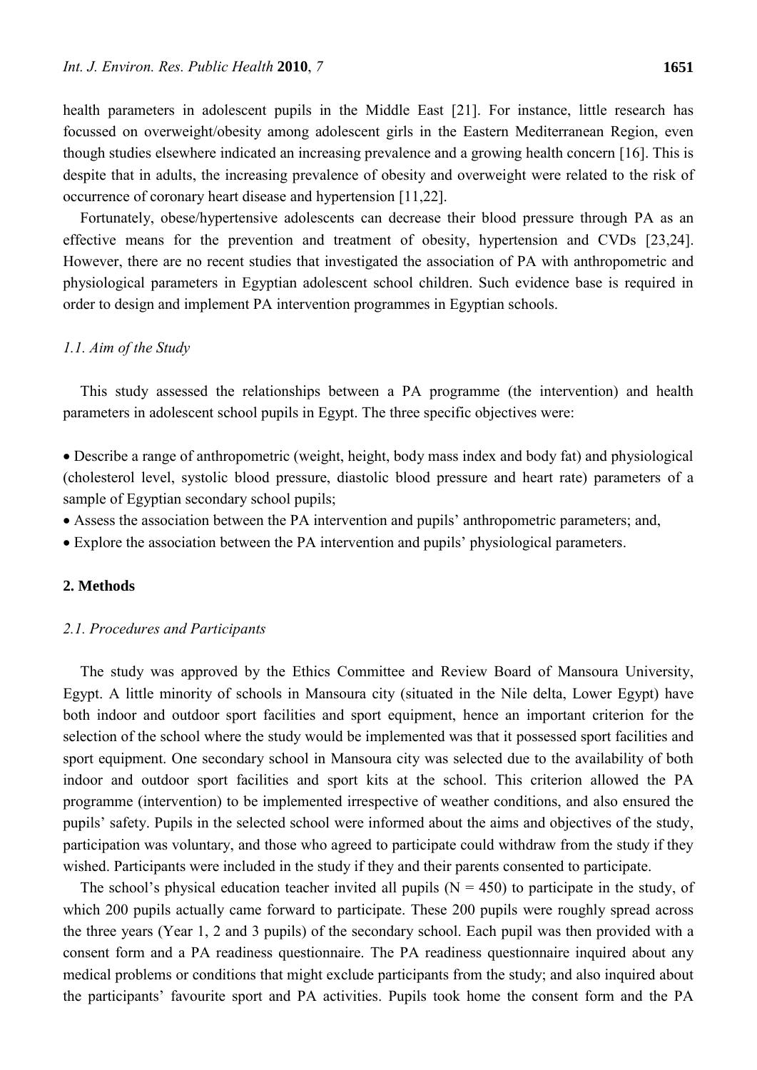health parameters in adolescent pupils in the Middle East [21]. For instance, little research has focussed on overweight/obesity among adolescent girls in the Eastern Mediterranean Region, even though studies elsewhere indicated an increasing prevalence and a growing health concern [16]. This is despite that in adults, the increasing prevalence of obesity and overweight were related to the risk of occurrence of coronary heart disease and hypertension [11,22].

Fortunately, obese/hypertensive adolescents can decrease their blood pressure through PA as an effective means for the prevention and treatment of obesity, hypertension and CVDs [23,24]. However, there are no recent studies that investigated the association of PA with anthropometric and physiological parameters in Egyptian adolescent school children. Such evidence base is required in order to design and implement PA intervention programmes in Egyptian schools.

### *1.1. Aim of the Study*

This study assessed the relationships between a PA programme (the intervention) and health parameters in adolescent school pupils in Egypt. The three specific objectives were:

- Describe a range of anthropometric (weight, height, body mass index and body fat) and physiological (cholesterol level, systolic blood pressure, diastolic blood pressure and heart rate) parameters of a sample of Egyptian secondary school pupils;
- Assess the association between the PA intervention and pupils' anthropometric parameters; and,
- Explore the association between the PA intervention and pupils' physiological parameters.

## **2. Methods**

### *2.1. Procedures and Participants*

The study was approved by the Ethics Committee and Review Board of Mansoura University, Egypt. A little minority of schools in Mansoura city (situated in the Nile delta, Lower Egypt) have both indoor and outdoor sport facilities and sport equipment, hence an important criterion for the selection of the school where the study would be implemented was that it possessed sport facilities and sport equipment. One secondary school in Mansoura city was selected due to the availability of both indoor and outdoor sport facilities and sport kits at the school. This criterion allowed the PA programme (intervention) to be implemented irrespective of weather conditions, and also ensured the pupils' safety. Pupils in the selected school were informed about the aims and objectives of the study, participation was voluntary, and those who agreed to participate could withdraw from the study if they wished. Participants were included in the study if they and their parents consented to participate.

The school's physical education teacher invited all pupils ($N = 450$) to participate in the study, of which 200 pupils actually came forward to participate. These 200 pupils were roughly spread across the three years (Year 1, 2 and 3 pupils) of the secondary school. Each pupil was then provided with a consent form and a PA readiness questionnaire. The PA readiness questionnaire inquired about any medical problems or conditions that might exclude participants from the study; and also inquired about the participants' favourite sport and PA activities. Pupils took home the consent form and the PA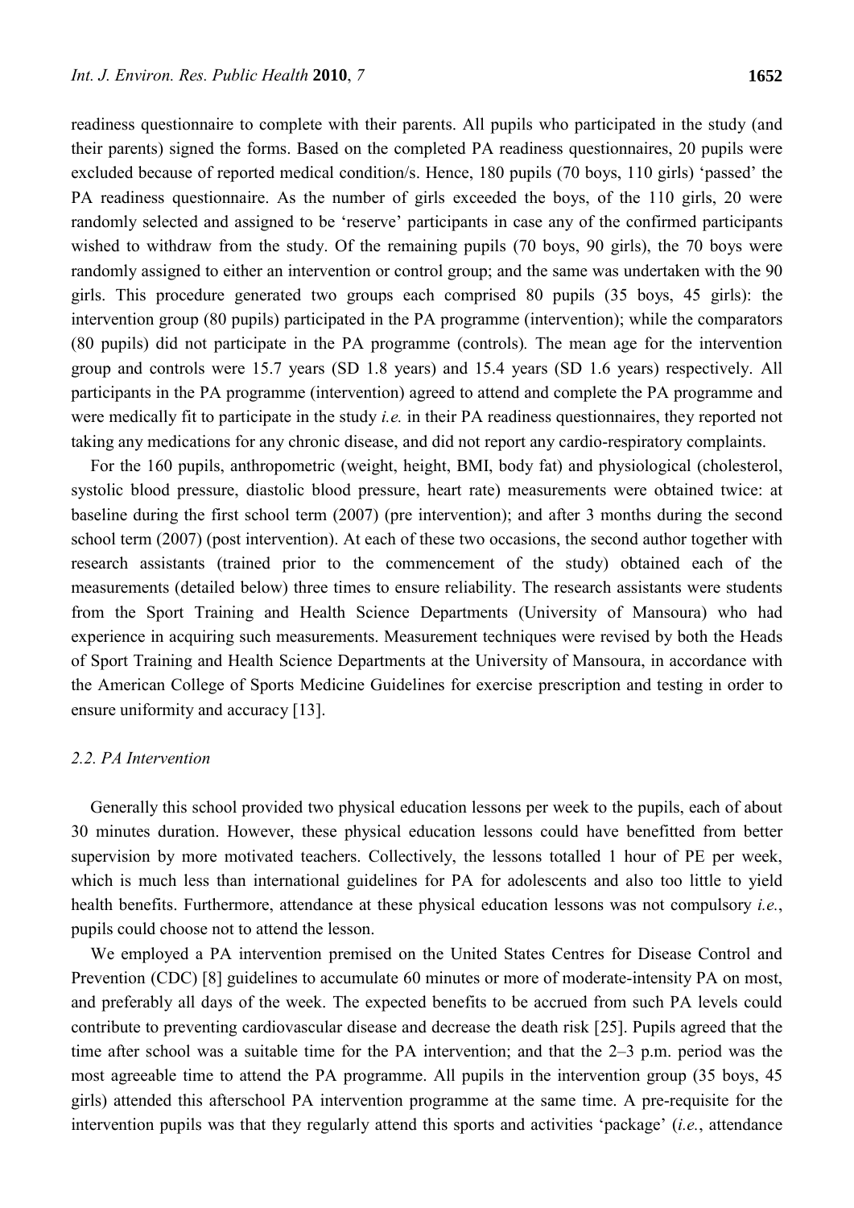readiness questionnaire to complete with their parents. All pupils who participated in the study (and their parents) signed the forms. Based on the completed PA readiness questionnaires, 20 pupils were excluded because of reported medical condition/s. Hence, 180 pupils (70 boys, 110 girls) 'passed' the PA readiness questionnaire. As the number of girls exceeded the boys, of the 110 girls, 20 were randomly selected and assigned to be 'reserve' participants in case any of the confirmed participants wished to withdraw from the study. Of the remaining pupils (70 boys, 90 girls), the 70 boys were randomly assigned to either an intervention or control group; and the same was undertaken with the 90 girls. This procedure generated two groups each comprised 80 pupils (35 boys, 45 girls): the intervention group (80 pupils) participated in the PA programme (intervention); while the comparators (80 pupils) did not participate in the PA programme (controls). The mean age for the intervention group and controls were 15.7 years (SD 1.8 years) and 15.4 years (SD 1.6 years) respectively. All participants in the PA programme (intervention) agreed to attend and complete the PA programme and were medically fit to participate in the study *i.e.* in their PA readiness questionnaires, they reported not taking any medications for any chronic disease, and did not report any cardio-respiratory complaints.

For the 160 pupils, anthropometric (weight, height, BMI, body fat) and physiological (cholesterol, systolic blood pressure, diastolic blood pressure, heart rate) measurements were obtained twice: at baseline during the first school term (2007) (pre intervention); and after 3 months during the second school term (2007) (post intervention). At each of these two occasions, the second author together with research assistants (trained prior to the commencement of the study) obtained each of the measurements (detailed below) three times to ensure reliability. The research assistants were students from the Sport Training and Health Science Departments (University of Mansoura) who had experience in acquiring such measurements. Measurement techniques were revised by both the Heads of Sport Training and Health Science Departments at the University of Mansoura, in accordance with the American College of Sports Medicine Guidelines for exercise prescription and testing in order to ensure uniformity and accuracy [13].

### *2.2. PA Intervention*

Generally this school provided two physical education lessons per week to the pupils, each of about 30 minutes duration. However, these physical education lessons could have benefitted from better supervision by more motivated teachers. Collectively, the lessons totalled 1 hour of PE per week, which is much less than international guidelines for PA for adolescents and also too little to yield health benefits. Furthermore, attendance at these physical education lessons was not compulsory *i.e.*, pupils could choose not to attend the lesson.

We employed a PA intervention premised on the United States Centres for Disease Control and Prevention (CDC) [8] guidelines to accumulate 60 minutes or more of moderate-intensity PA on most, and preferably all days of the week. The expected benefits to be accrued from such PA levels could contribute to preventing cardiovascular disease and decrease the death risk [25]. Pupils agreed that the time after school was a suitable time for the PA intervention; and that the 2–3 p.m. period was the most agreeable time to attend the PA programme. All pupils in the intervention group (35 boys, 45 girls) attended this afterschool PA intervention programme at the same time. A pre-requisite for the intervention pupils was that they regularly attend this sports and activities 'package' (*i.e.*, attendance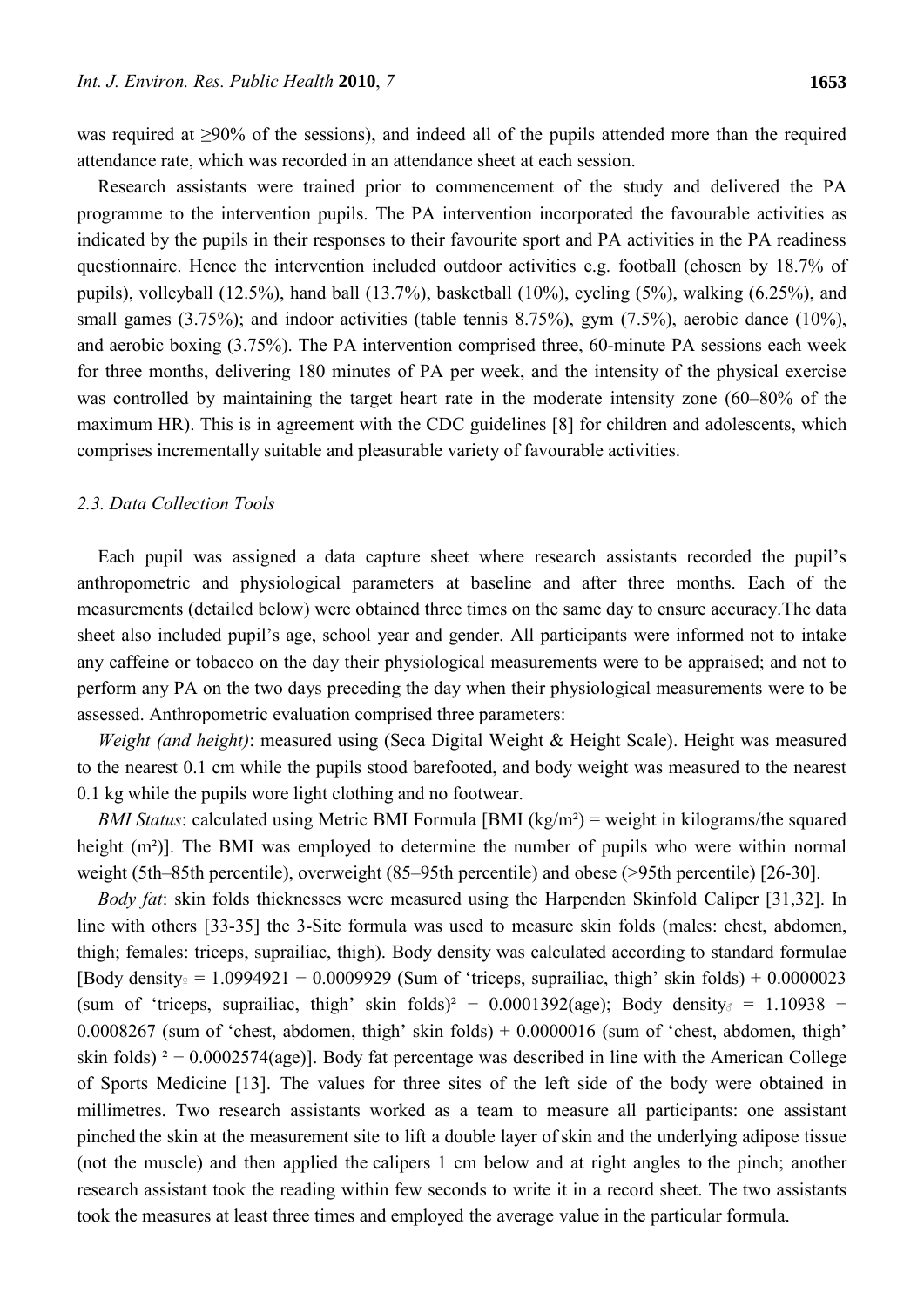was required at ≥90% of the sessions), and indeed all of the pupils attended more than the required attendance rate, which was recorded in an attendance sheet at each session.

Research assistants were trained prior to commencement of the study and delivered the PA programme to the intervention pupils. The PA intervention incorporated the favourable activities as indicated by the pupils in their responses to their favourite sport and PA activities in the PA readiness questionnaire. Hence the intervention included outdoor activities e.g. football (chosen by 18.7% of pupils), volleyball (12.5%), hand ball (13.7%), basketball (10%), cycling (5%), walking (6.25%), and small games (3.75%); and indoor activities (table tennis 8.75%), gym (7.5%), aerobic dance (10%), and aerobic boxing (3.75%). The PA intervention comprised three, 60-minute PA sessions each week for three months, delivering 180 minutes of PA per week, and the intensity of the physical exercise was controlled by maintaining the target heart rate in the moderate intensity zone (60–80% of the maximum HR). This is in agreement with the CDC guidelines [8] for children and adolescents, which comprises incrementally suitable and pleasurable variety of favourable activities.

### *2.3. Data Collection Tools*

Each pupil was assigned a data capture sheet where research assistants recorded the pupil's anthropometric and physiological parameters at baseline and after three months. Each of the measurements (detailed below) were obtained three times on the same day to ensure accuracy.The data sheet also included pupil's age, school year and gender. All participants were informed not to intake any caffeine or tobacco on the day their physiological measurements were to be appraised; and not to perform any PA on the two days preceding the day when their physiological measurements were to be assessed. Anthropometric evaluation comprised three parameters:

*Weight (and height)*: measured using (Seca Digital Weight & Height Scale). Height was measured to the nearest 0.1 cm while the pupils stood barefooted, and body weight was measured to the nearest 0.1 kg while the pupils wore light clothing and no footwear.

*BMI Status*: calculated using Metric BMI Formula [BMI ($kg/m^2$) = weight in kilograms/the squared height ($m^2$)]. The BMI was employed to determine the number of pupils who were within normal weight (5th–85th percentile), overweight (85–95th percentile) and obese (>95th percentile) [26-30].

*Body fat*: skin folds thicknesses were measured using the Harpenden Skinfold Caliper [31,32]. In line with others [33-35] the 3-Site formula was used to measure skin folds (males: chest, abdomen, thigh; females: triceps, suprailiac, thigh). Body density was calculated according to standard formulae [Body density$_{♀}$ = 1.0994921 − 0.0009929 (Sum of 'triceps, suprailiac, thigh' skin folds) + 0.0000023 (sum of 'triceps, suprailiac, thigh' skin folds)$^2$ − 0.0001392(age); Body density$_{♂}$ = 1.10938 − 0.0008267 (sum of 'chest, abdomen, thigh' skin folds) + 0.0000016 (sum of 'chest, abdomen, thigh' skin folds) $^2$ − 0.0002574(age)]. Body fat percentage was described in line with the American College of Sports Medicine [13]. The values for three sites of the left side of the body were obtained in millimetres. Two research assistants worked as a team to measure all participants: one assistant pinched the skin at the measurement site to lift a double layer of skin and the underlying adipose tissue (not the muscle) and then applied the calipers 1 cm below and at right angles to the pinch; another research assistant took the reading within few seconds to write it in a record sheet. The two assistants took the measures at least three times and employed the average value in the particular formula.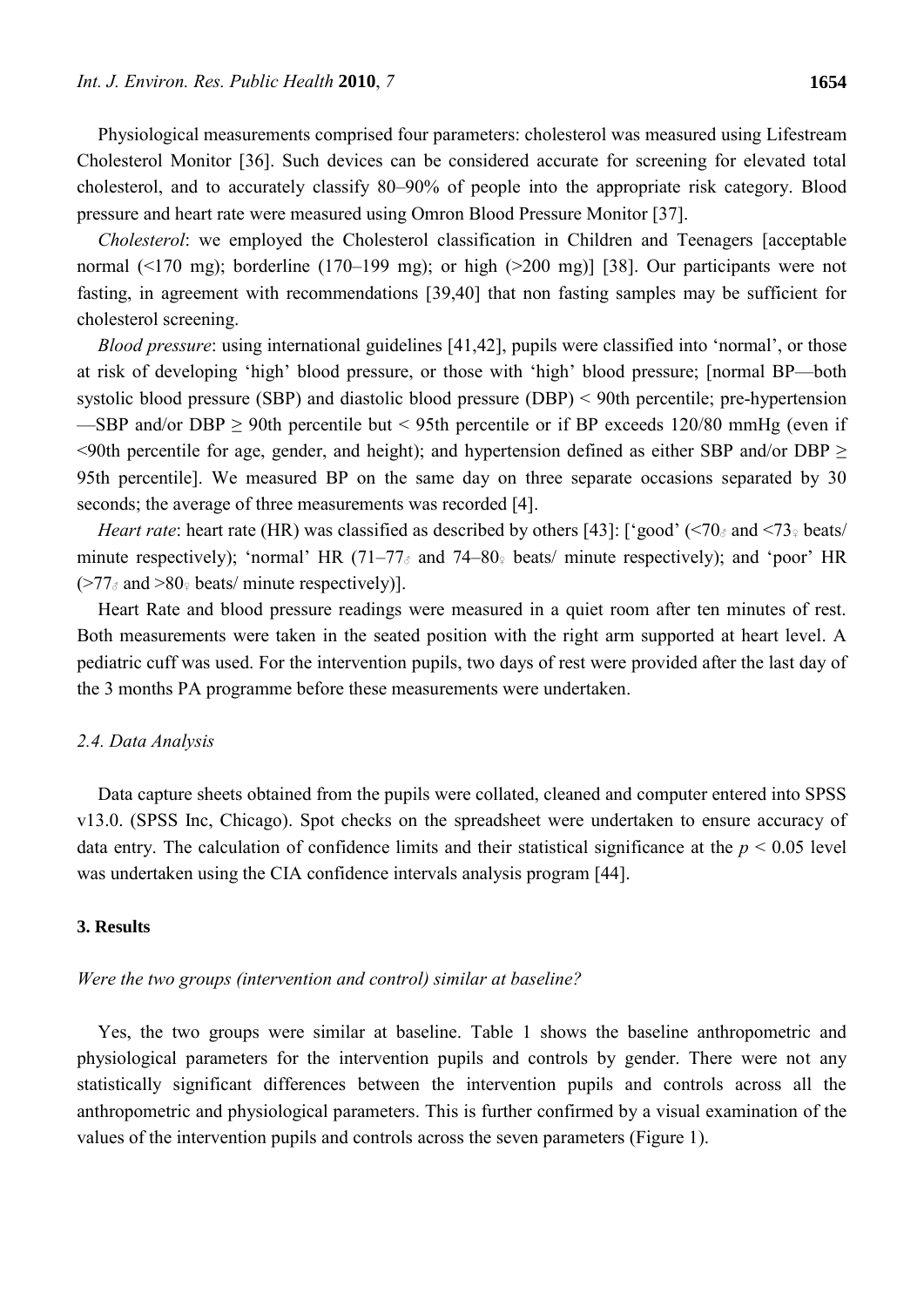Physiological measurements comprised four parameters: cholesterol was measured using Lifestream Cholesterol Monitor [36]. Such devices can be considered accurate for screening for elevated total cholesterol, and to accurately classify 80–90% of people into the appropriate risk category. Blood pressure and heart rate were measured using Omron Blood Pressure Monitor [37].

*Cholesterol*: we employed the Cholesterol classification in Children and Teenagers [acceptable normal (<170 mg); borderline (170–199 mg); or high (>200 mg)] [38]. Our participants were not fasting, in agreement with recommendations [39,40] that non fasting samples may be sufficient for cholesterol screening.

*Blood pressure*: using international guidelines [41,42], pupils were classified into 'normal', or those at risk of developing 'high' blood pressure, or those with 'high' blood pressure; [normal BP—both systolic blood pressure (SBP) and diastolic blood pressure (DBP) < 90th percentile; pre-hypertension —SBP and/or DBP ≥ 90th percentile but < 95th percentile or if BP exceeds 120/80 mmHg (even if <90th percentile for age, gender, and height); and hypertension defined as either SBP and/or DBP ≥ 95th percentile]. We measured BP on the same day on three separate occasions separated by 30 seconds; the average of three measurements was recorded [4].

*Heart rate*: heart rate (HR) was classified as described by others [43]: ['good' (<70♂ and <73♀ beats/ minute respectively); 'normal' HR (71–77♂ and 74–80♀ beats/ minute respectively); and 'poor' HR (>77♂ and >80♀ beats/ minute respectively)].

Heart Rate and blood pressure readings were measured in a quiet room after ten minutes of rest. Both measurements were taken in the seated position with the right arm supported at heart level. A pediatric cuff was used. For the intervention pupils, two days of rest were provided after the last day of the 3 months PA programme before these measurements were undertaken.

### 2.4. Data Analysis

Data capture sheets obtained from the pupils were collated, cleaned and computer entered into SPSS v13.0. (SPSS Inc, Chicago). Spot checks on the spreadsheet were undertaken to ensure accuracy of data entry. The calculation of confidence limits and their statistical significance at the $p < 0.05$ level was undertaken using the CIA confidence intervals analysis program [44].

## 3. Results

*Were the two groups (intervention and control) similar at baseline?*

Yes, the two groups were similar at baseline. Table 1 shows the baseline anthropometric and physiological parameters for the intervention pupils and controls by gender. There were not any statistically significant differences between the intervention pupils and controls across all the anthropometric and physiological parameters. This is further confirmed by a visual examination of the values of the intervention pupils and controls across the seven parameters (Figure 1).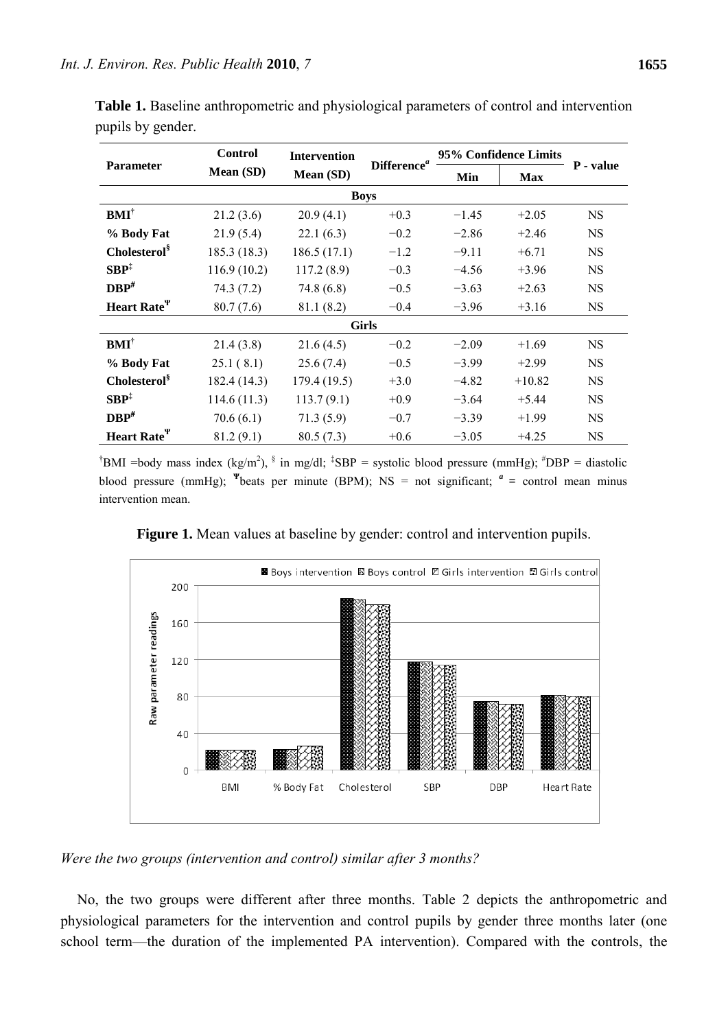**Table 1.** Baseline anthropometric and physiological parameters of control and intervention pupils by gender.

| Parameter | Control Mean (SD) | Intervention Mean (SD) | Difference[a] | 95% Confidence Limits | | P - value |
|---|---|---|---|---|---|---|
| | | | | Min | Max | |
| **Boys** | | | | | | |
| **BMI**† | 21.2 (3.6) | 20.9 (4.1) | +0.3 | −1.45 | +2.05 | NS |
| **% Body Fat** | 21.9 (5.4) | 22.1 (6.3) | −0.2 | −2.86 | +2.46 | NS |
| **Cholesterol**§ | 185.3 (18.3) | 186.5 (17.1) | −1.2 | −9.11 | +6.71 | NS |
| **SBP**‡ | 116.9 (10.2) | 117.2 (8.9) | −0.3 | −4.56 | +3.96 | NS |
| **DBP**# | 74.3 (7.2) | 74.8 (6.8) | −0.5 | −3.63 | +2.63 | NS |
| **Heart Rate**Ψ | 80.7 (7.6) | 81.1 (8.2) | −0.4 | −3.96 | +3.16 | NS |
| **Girls** | | | | | | |
| **BMI**† | 21.4 (3.8) | 21.6 (4.5) | −0.2 | −2.09 | +1.69 | NS |
| **% Body Fat** | 25.1 ( 8.1) | 25.6 (7.4) | −0.5 | −3.99 | +2.99 | NS |
| **Cholesterol**§ | 182.4 (14.3) | 179.4 (19.5) | +3.0 | −4.82 | +10.82 | NS |
| **SBP**‡ | 114.6 (11.3) | 113.7 (9.1) | +0.9 | −3.64 | +5.44 | NS |
| **DBP**# | 70.6 (6.1) | 71.3 (5.9) | −0.7 | −3.39 | +1.99 | NS |
| **Heart Rate**Ψ | 81.2 (9.1) | 80.5 (7.3) | +0.6 | −3.05 | +4.25 | NS |

†BMI =body mass index (kg/m$^2$), § in mg/dl; ‡SBP = systolic blood pressure (mmHg); #DBP = diastolic blood pressure (mmHg); Ψbeats per minute (BPM); NS = not significant; [a] = control mean minus intervention mean.

**Figure 1.** Mean values at baseline by gender: control and intervention pupils.

*Were the two groups (intervention and control) similar after 3 months?*

No, the two groups were different after three months. Table 2 depicts the anthropometric and physiological parameters for the intervention and control pupils by gender three months later (one school term—the duration of the implemented PA intervention). Compared with the controls, the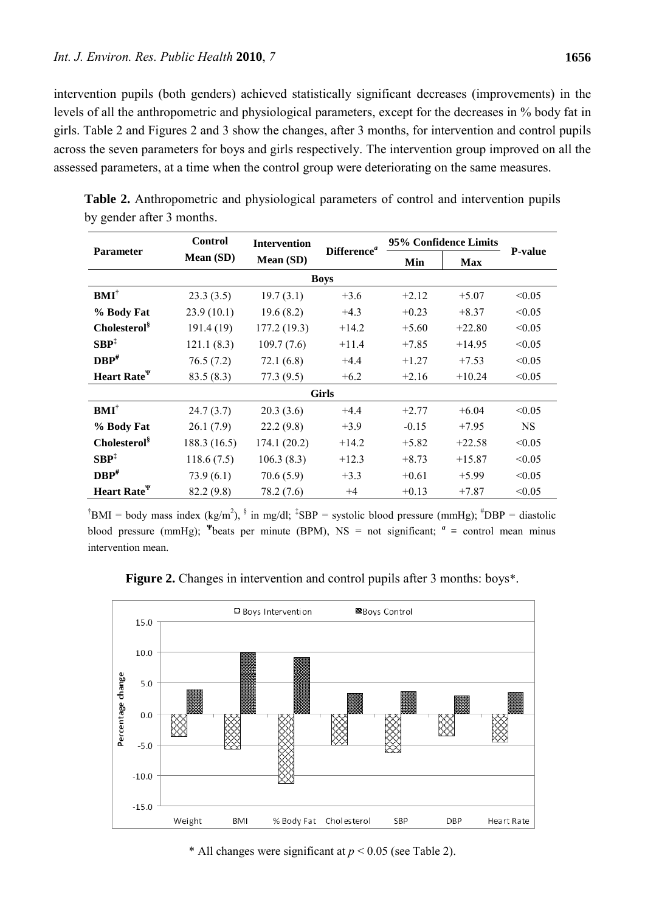intervention pupils (both genders) achieved statistically significant decreases (improvements) in the levels of all the anthropometric and physiological parameters, except for the decreases in % body fat in girls. Table 2 and Figures 2 and 3 show the changes, after 3 months, for intervention and control pupils across the seven parameters for boys and girls respectively. The intervention group improved on all the assessed parameters, at a time when the control group were deteriorating on the same measures.

**Table 2.** Anthropometric and physiological parameters of control and intervention pupils by gender after 3 months.

| Parameter | Control Mean (SD) | Intervention Mean (SD) | Difference[a] | 95% Confidence Limits | | P-value |
|---|---|---|---|---|---|---|
| | | | | Min | Max | |
| **Boys** | | | | | | |
| **BMI**[†] | 23.3 (3.5) | 19.7 (3.1) | +3.6 | +2.12 | +5.07 | <0.05 |
| **% Body Fat** | 23.9 (10.1) | 19.6 (8.2) | +4.3 | +0.23 | +8.37 | <0.05 |
| **Cholesterol**[§] | 191.4 (19) | 177.2 (19.3) | +14.2 | +5.60 | +22.80 | <0.05 |
| **SBP**[‡] | 121.1 (8.3) | 109.7 (7.6) | +11.4 | +7.85 | +14.95 | <0.05 |
| **DBP**[#] | 76.5 (7.2) | 72.1 (6.8) | +4.4 | +1.27 | +7.53 | <0.05 |
| **Heart Rate**[Ψ] | 83.5 (8.3) | 77.3 (9.5) | +6.2 | +2.16 | +10.24 | <0.05 |
| **Girls** | | | | | | |
| **BMI**[†] | 24.7 (3.7) | 20.3 (3.6) | +4.4 | +2.77 | +6.04 | <0.05 |
| **% Body Fat** | 26.1 (7.9) | 22.2 (9.8) | +3.9 | -0.15 | +7.95 | NS |
| **Cholesterol**[§] | 188.3 (16.5) | 174.1 (20.2) | +14.2 | +5.82 | +22.58 | <0.05 |
| **SBP**[‡] | 118.6 (7.5) | 106.3 (8.3) | +12.3 | +8.73 | +15.87 | <0.05 |
| **DBP**[#] | 73.9 (6.1) | 70.6 (5.9) | +3.3 | +0.61 | +5.99 | <0.05 |
| **Heart Rate**[Ψ] | 82.2 (9.8) | 78.2 (7.6) | +4 | +0.13 | +7.87 | <0.05 |

[†]BMI = body mass index (kg/m$^2$), [§] in mg/dl; [‡]SBP = systolic blood pressure (mmHg); [#]DBP = diastolic blood pressure (mmHg); [Ψ]beats per minute (BPM), NS = not significant; [a] = control mean minus intervention mean.

**Figure 2.** Changes in intervention and control pupils after 3 months: boys*.

\* All changes were significant at $p < 0.05$ (see Table 2).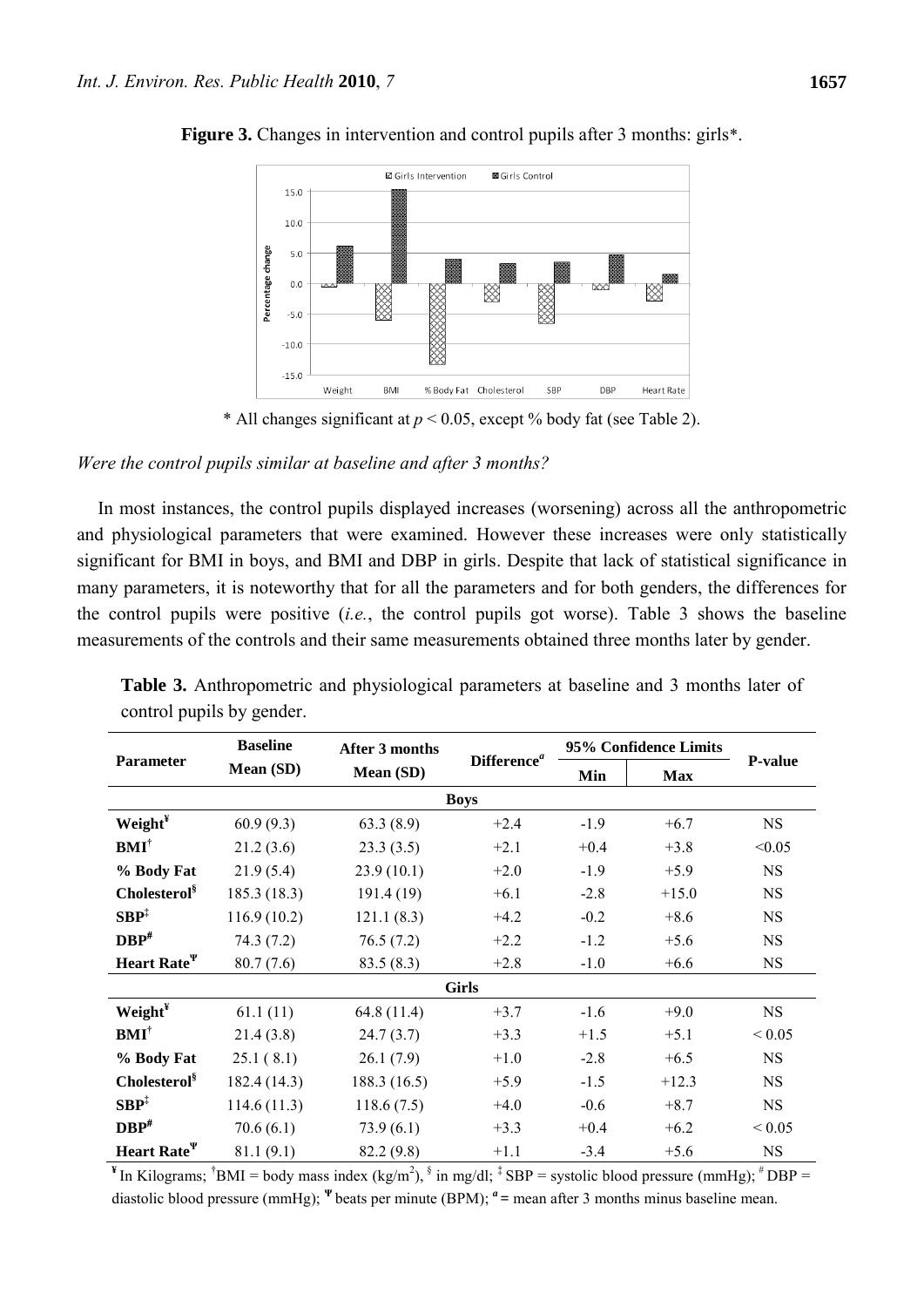**Figure 3.** Changes in intervention and control pupils after 3 months: girls*.

* All changes significant at $p < 0.05$, except % body fat (see Table 2).

*Were the control pupils similar at baseline and after 3 months?*

In most instances, the control pupils displayed increases (worsening) across all the anthropometric and physiological parameters that were examined. However these increases were only statistically significant for BMI in boys, and BMI and DBP in girls. Despite that lack of statistical significance in many parameters, it is noteworthy that for all the parameters and for both genders, the differences for the control pupils were positive (*i.e.*, the control pupils got worse). Table 3 shows the baseline measurements of the controls and their same measurements obtained three months later by gender.

**Table 3.** Anthropometric and physiological parameters at baseline and 3 months later of control pupils by gender.

| Parameter | Baseline Mean (SD) | After 3 months Mean (SD) | Difference[a] | 95% Confidence Limits | | P-value |
|---|---|---|---|---|---|---|
| | | | | Min | Max | |
| **Boys** | | | | | | |
| **Weight**[¥] | 60.9 (9.3) | 63.3 (8.9) | +2.4 | -1.9 | +6.7 | NS |
| **BMI**[†] | 21.2 (3.6) | 23.3 (3.5) | +2.1 | +0.4 | +3.8 | <0.05 |
| **% Body Fat** | 21.9 (5.4) | 23.9 (10.1) | +2.0 | -1.9 | +5.9 | NS |
| **Cholesterol**[§] | 185.3 (18.3) | 191.4 (19) | +6.1 | -2.8 | +15.0 | NS |
| **SBP**[‡] | 116.9 (10.2) | 121.1 (8.3) | +4.2 | -0.2 | +8.6 | NS |
| **DBP**[#] | 74.3 (7.2) | 76.5 (7.2) | +2.2 | -1.2 | +5.6 | NS |
| **Heart Rate**[Ψ] | 80.7 (7.6) | 83.5 (8.3) | +2.8 | -1.0 | +6.6 | NS |
| **Girls** | | | | | | |
| **Weight**[¥] | 61.1 (11) | 64.8 (11.4) | +3.7 | -1.6 | +9.0 | NS |
| **BMI**[†] | 21.4 (3.8) | 24.7 (3.7) | +3.3 | +1.5 | +5.1 | < 0.05 |
| **% Body Fat** | 25.1 ( 8.1) | 26.1 (7.9) | +1.0 | -2.8 | +6.5 | NS |
| **Cholesterol**[§] | 182.4 (14.3) | 188.3 (16.5) | +5.9 | -1.5 | +12.3 | NS |
| **SBP**[‡] | 114.6 (11.3) | 118.6 (7.5) | +4.0 | -0.6 | +8.7 | NS |
| **DBP**[#] | 70.6 (6.1) | 73.9 (6.1) | +3.3 | +0.4 | +6.2 | < 0.05 |
| **Heart Rate**[Ψ] | 81.1 (9.1) | 82.2 (9.8) | +1.1 | -3.4 | +5.6 | NS |

[¥] In Kilograms; [†]BMI = body mass index (kg/m$^2$), [§] in mg/dl; [‡] SBP = systolic blood pressure (mmHg); [#] DBP = diastolic blood pressure (mmHg); [Ψ] beats per minute (BPM); [a] = mean after 3 months minus baseline mean.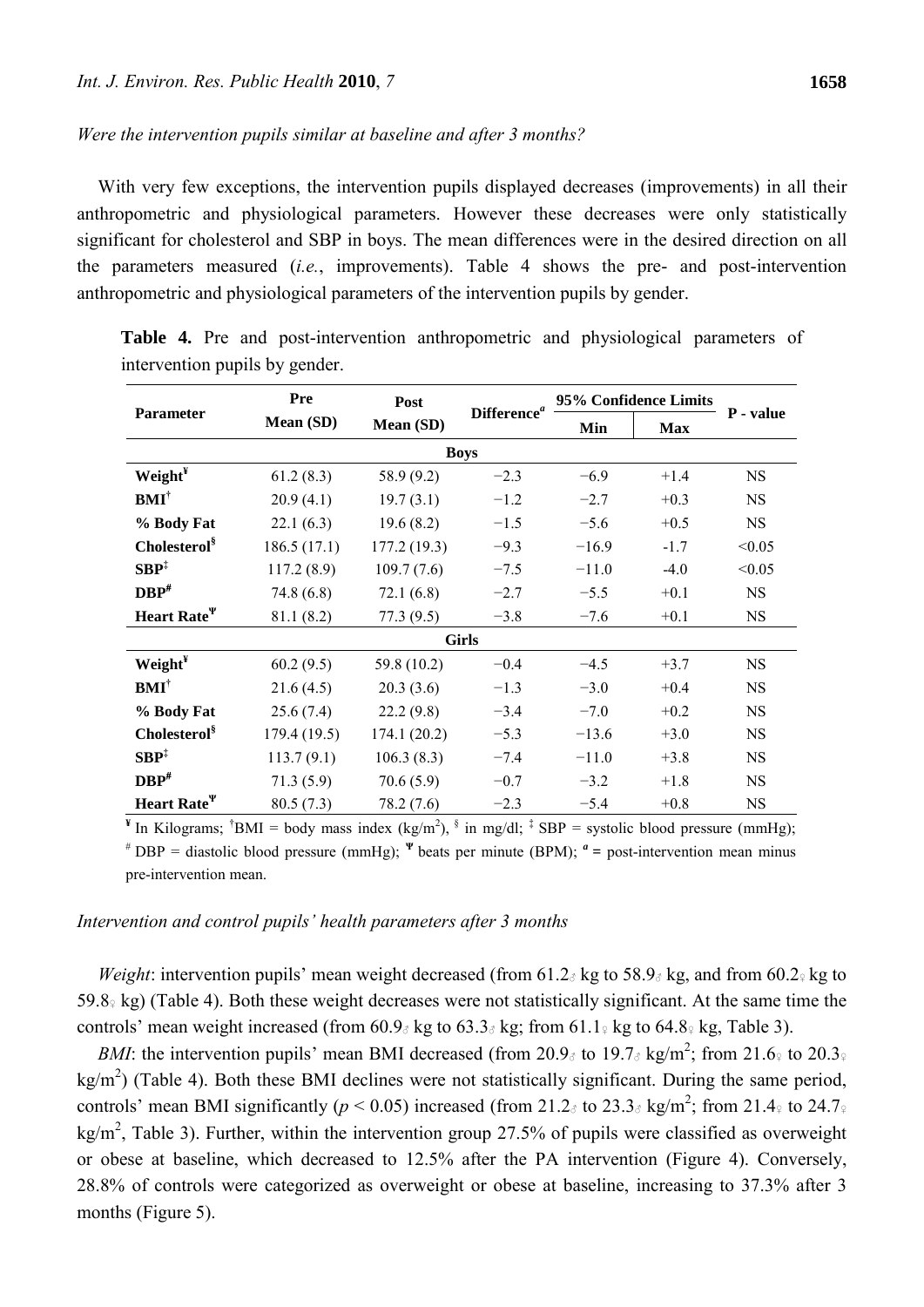*Were the intervention pupils similar at baseline and after 3 months?*

With very few exceptions, the intervention pupils displayed decreases (improvements) in all their anthropometric and physiological parameters. However these decreases were only statistically significant for cholesterol and SBP in boys. The mean differences were in the desired direction on all the parameters measured (*i.e.*, improvements). Table 4 shows the pre- and post-intervention anthropometric and physiological parameters of the intervention pupils by gender.

**Table 4.** Pre and post-intervention anthropometric and physiological parameters of intervention pupils by gender.

| Parameter | Pre Mean (SD) | Post Mean (SD) | Difference[a] | 95% Confidence Limits | | P - value |
|---|---|---|---|---|---|---|
| | | | | Min | Max | |
| **Boys** | | | | | | |
| **Weight**[¥] | 61.2 (8.3) | 58.9 (9.2) | −2.3 | −6.9 | +1.4 | NS |
| **BMI**[†] | 20.9 (4.1) | 19.7 (3.1) | −1.2 | −2.7 | +0.3 | NS |
| **% Body Fat** | 22.1 (6.3) | 19.6 (8.2) | −1.5 | −5.6 | +0.5 | NS |
| **Cholesterol**[§] | 186.5 (17.1) | 177.2 (19.3) | −9.3 | −16.9 | -1.7 | <0.05 |
| **SBP**[‡] | 117.2 (8.9) | 109.7 (7.6) | −7.5 | −11.0 | -4.0 | <0.05 |
| **DBP**[#] | 74.8 (6.8) | 72.1 (6.8) | −2.7 | −5.5 | +0.1 | NS |
| **Heart Rate**[Ψ] | 81.1 (8.2) | 77.3 (9.5) | −3.8 | −7.6 | +0.1 | NS |
| **Girls** | | | | | | |
| **Weight**[¥] | 60.2 (9.5) | 59.8 (10.2) | −0.4 | −4.5 | +3.7 | NS |
| **BMI**[†] | 21.6 (4.5) | 20.3 (3.6) | −1.3 | −3.0 | +0.4 | NS |
| **% Body Fat** | 25.6 (7.4) | 22.2 (9.8) | −3.4 | −7.0 | +0.2 | NS |
| **Cholesterol**[§] | 179.4 (19.5) | 174.1 (20.2) | −5.3 | −13.6 | +3.0 | NS |
| **SBP**[‡] | 113.7 (9.1) | 106.3 (8.3) | −7.4 | −11.0 | +3.8 | NS |
| **DBP**[#] | 71.3 (5.9) | 70.6 (5.9) | −0.7 | −3.2 | +1.8 | NS |
| **Heart Rate**[Ψ] | 80.5 (7.3) | 78.2 (7.6) | −2.3 | −5.4 | +0.8 | NS |

[¥] In Kilograms; [†]BMI = body mass index (kg/m$^2$), [§] in mg/dl; [‡] SBP = systolic blood pressure (mmHg); [#] DBP = diastolic blood pressure (mmHg); [Ψ] beats per minute (BPM); [a] = post-intervention mean minus pre-intervention mean.

*Intervention and control pupils' health parameters after 3 months*

*Weight*: intervention pupils' mean weight decreased (from 61.2♂ kg to 58.9♂ kg, and from 60.2♀ kg to 59.8♀ kg) (Table 4). Both these weight decreases were not statistically significant. At the same time the controls' mean weight increased (from 60.9♂ kg to 63.3♂ kg; from 61.1♀ kg to 64.8♀ kg, Table 3).

*BMI*: the intervention pupils' mean BMI decreased (from 20.9♂ to 19.7♂ kg/m$^2$; from 21.6♀ to 20.3♀ kg/m$^2$) (Table 4). Both these BMI declines were not statistically significant. During the same period, controls' mean BMI significantly ($p < 0.05$) increased (from 21.2♂ to 23.3♂ kg/m$^2$; from 21.4♀ to 24.7♀ kg/m$^2$, Table 3). Further, within the intervention group 27.5% of pupils were classified as overweight or obese at baseline, which decreased to 12.5% after the PA intervention (Figure 4). Conversely, 28.8% of controls were categorized as overweight or obese at baseline, increasing to 37.3% after 3 months (Figure 5).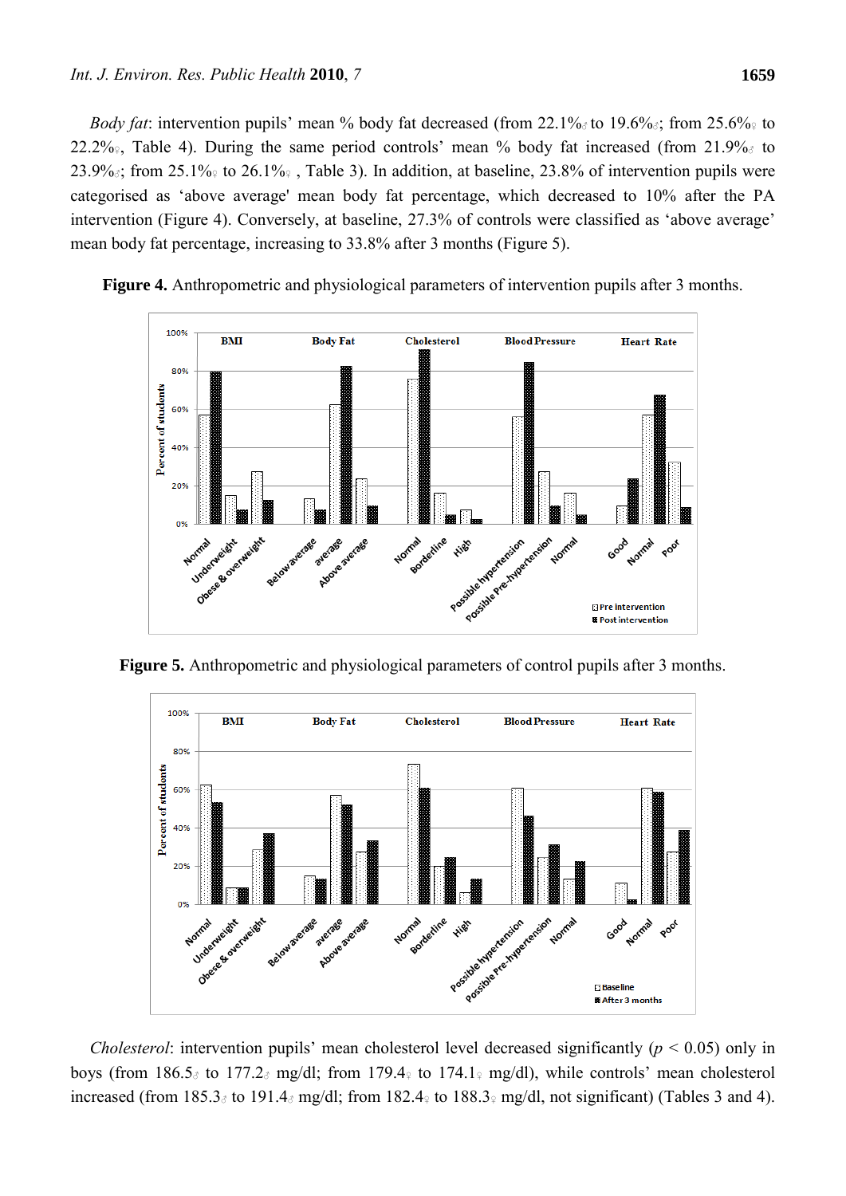*Body fat*: intervention pupils' mean % body fat decreased (from 22.1%♂ to 19.6%♂; from 25.6%♀ to 22.2%♀, Table 4). During the same period controls' mean % body fat increased (from 21.9%♂ to 23.9%♂; from 25.1%♀ to 26.1%♀ , Table 3). In addition, at baseline, 23.8% of intervention pupils were categorised as 'above average' mean body fat percentage, which decreased to 10% after the PA intervention (Figure 4). Conversely, at baseline, 27.3% of controls were classified as 'above average' mean body fat percentage, increasing to 33.8% after 3 months (Figure 5).

**Figure 4.** Anthropometric and physiological parameters of intervention pupils after 3 months.

**Figure 5.** Anthropometric and physiological parameters of control pupils after 3 months.

*Cholesterol*: intervention pupils' mean cholesterol level decreased significantly ($p < 0.05$) only in boys (from 186.5♂ to 177.2♂ mg/dl; from 179.4♀ to 174.1♀ mg/dl), while controls' mean cholesterol increased (from 185.3♂ to 191.4♂ mg/dl; from 182.4♀ to 188.3♀ mg/dl, not significant) (Tables 3 and 4).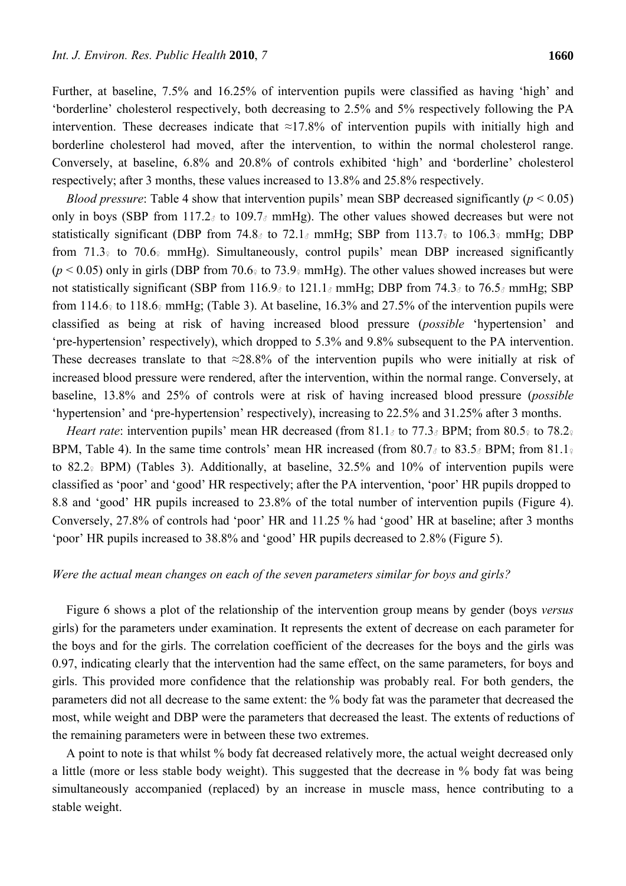Further, at baseline, 7.5% and 16.25% of intervention pupils were classified as having 'high' and 'borderline' cholesterol respectively, both decreasing to 2.5% and 5% respectively following the PA intervention. These decreases indicate that ≈17.8% of intervention pupils with initially high and borderline cholesterol had moved, after the intervention, to within the normal cholesterol range. Conversely, at baseline, 6.8% and 20.8% of controls exhibited 'high' and 'borderline' cholesterol respectively; after 3 months, these values increased to 13.8% and 25.8% respectively.

*Blood pressure*: Table 4 show that intervention pupils' mean SBP decreased significantly ($p < 0.05$) only in boys (SBP from 117.2♂ to 109.7♂ mmHg). The other values showed decreases but were not statistically significant (DBP from 74.8♂ to 72.1♂ mmHg; SBP from 113.7♀ to 106.3♀ mmHg; DBP from 71.3♀ to 70.6♀ mmHg). Simultaneously, control pupils' mean DBP increased significantly ($p < 0.05$) only in girls (DBP from 70.6♀ to 73.9♀ mmHg). The other values showed increases but were not statistically significant (SBP from 116.9♂ to 121.1♂ mmHg; DBP from 74.3♂ to 76.5♂ mmHg; SBP from 114.6♀ to 118.6♀ mmHg; (Table 3). At baseline, 16.3% and 27.5% of the intervention pupils were classified as being at risk of having increased blood pressure (*possible* 'hypertension' and 'pre-hypertension' respectively), which dropped to 5.3% and 9.8% subsequent to the PA intervention. These decreases translate to that ≈28.8% of the intervention pupils who were initially at risk of increased blood pressure were rendered, after the intervention, within the normal range. Conversely, at baseline, 13.8% and 25% of controls were at risk of having increased blood pressure (*possible* 'hypertension' and 'pre-hypertension' respectively), increasing to 22.5% and 31.25% after 3 months.

*Heart rate*: intervention pupils' mean HR decreased (from 81.1♂ to 77.3♂ BPM; from 80.5♀ to 78.2♀ BPM, Table 4). In the same time controls' mean HR increased (from 80.7♂ to 83.5♂ BPM; from 81.1♀ to 82.2♀ BPM) (Tables 3). Additionally, at baseline, 32.5% and 10% of intervention pupils were classified as 'poor' and 'good' HR respectively; after the PA intervention, 'poor' HR pupils dropped to 8.8 and 'good' HR pupils increased to 23.8% of the total number of intervention pupils (Figure 4). Conversely, 27.8% of controls had 'poor' HR and 11.25 % had 'good' HR at baseline; after 3 months 'poor' HR pupils increased to 38.8% and 'good' HR pupils decreased to 2.8% (Figure 5).

*Were the actual mean changes on each of the seven parameters similar for boys and girls?*

Figure 6 shows a plot of the relationship of the intervention group means by gender (boys *versus* girls) for the parameters under examination. It represents the extent of decrease on each parameter for the boys and for the girls. The correlation coefficient of the decreases for the boys and the girls was 0.97, indicating clearly that the intervention had the same effect, on the same parameters, for boys and girls. This provided more confidence that the relationship was probably real. For both genders, the parameters did not all decrease to the same extent: the % body fat was the parameter that decreased the most, while weight and DBP were the parameters that decreased the least. The extents of reductions of the remaining parameters were in between these two extremes.

A point to note is that whilst % body fat decreased relatively more, the actual weight decreased only a little (more or less stable body weight). This suggested that the decrease in % body fat was being simultaneously accompanied (replaced) by an increase in muscle mass, hence contributing to a stable weight.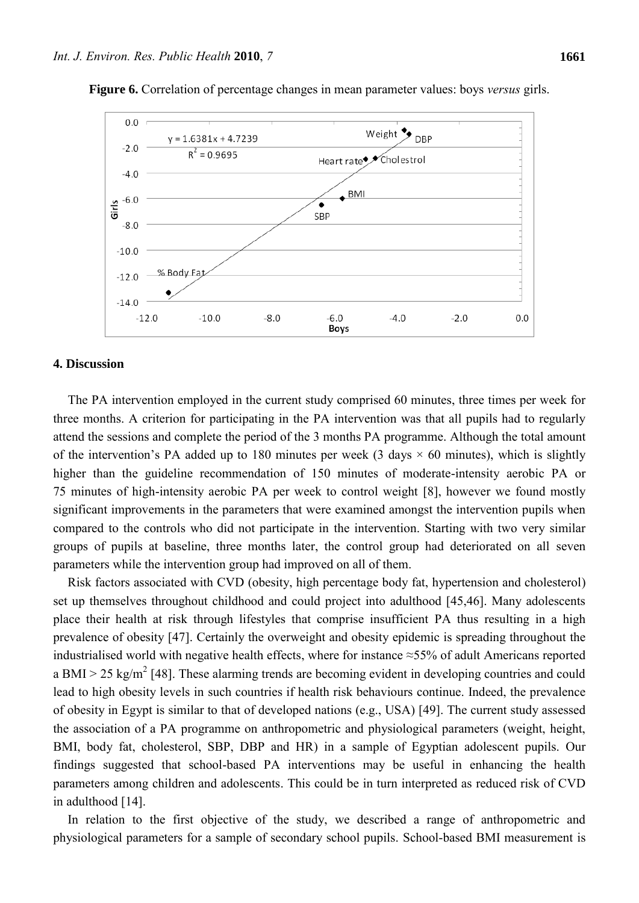**Figure 6.** Correlation of percentage changes in mean parameter values: boys *versus* girls.

## 4. Discussion

The PA intervention employed in the current study comprised 60 minutes, three times per week for three months. A criterion for participating in the PA intervention was that all pupils had to regularly attend the sessions and complete the period of the 3 months PA programme. Although the total amount of the intervention's PA added up to 180 minutes per week (3 days × 60 minutes), which is slightly higher than the guideline recommendation of 150 minutes of moderate-intensity aerobic PA or 75 minutes of high-intensity aerobic PA per week to control weight [8], however we found mostly significant improvements in the parameters that were examined amongst the intervention pupils when compared to the controls who did not participate in the intervention. Starting with two very similar groups of pupils at baseline, three months later, the control group had deteriorated on all seven parameters while the intervention group had improved on all of them.

Risk factors associated with CVD (obesity, high percentage body fat, hypertension and cholesterol) set up themselves throughout childhood and could project into adulthood [45,46]. Many adolescents place their health at risk through lifestyles that comprise insufficient PA thus resulting in a high prevalence of obesity [47]. Certainly the overweight and obesity epidemic is spreading throughout the industrialised world with negative health effects, where for instance ≈55% of adult Americans reported a BMI > 25 kg/m$^2$ [48]. These alarming trends are becoming evident in developing countries and could lead to high obesity levels in such countries if health risk behaviours continue. Indeed, the prevalence of obesity in Egypt is similar to that of developed nations (e.g., USA) [49]. The current study assessed the association of a PA programme on anthropometric and physiological parameters (weight, height, BMI, body fat, cholesterol, SBP, DBP and HR) in a sample of Egyptian adolescent pupils. Our findings suggested that school-based PA interventions may be useful in enhancing the health parameters among children and adolescents. This could be in turn interpreted as reduced risk of CVD in adulthood [14].

In relation to the first objective of the study, we described a range of anthropometric and physiological parameters for a sample of secondary school pupils. School-based BMI measurement is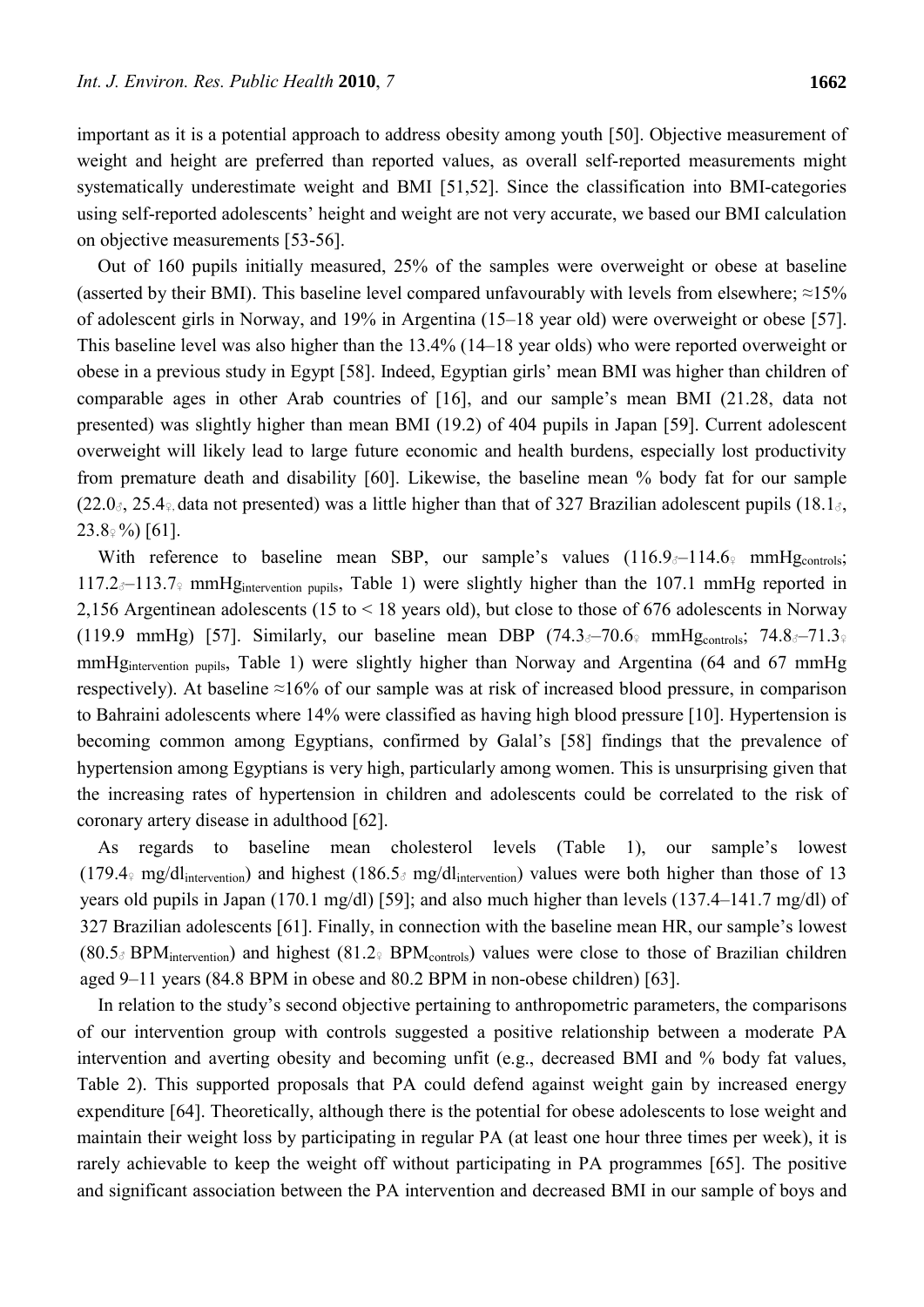important as it is a potential approach to address obesity among youth [50]. Objective measurement of weight and height are preferred than reported values, as overall self-reported measurements might systematically underestimate weight and BMI [51,52]. Since the classification into BMI-categories using self-reported adolescents' height and weight are not very accurate, we based our BMI calculation on objective measurements [53-56].

Out of 160 pupils initially measured, 25% of the samples were overweight or obese at baseline (asserted by their BMI). This baseline level compared unfavourably with levels from elsewhere; ≈15% of adolescent girls in Norway, and 19% in Argentina (15–18 year old) were overweight or obese [57]. This baseline level was also higher than the 13.4% (14–18 year olds) who were reported overweight or obese in a previous study in Egypt [58]. Indeed, Egyptian girls' mean BMI was higher than children of comparable ages in other Arab countries of [16], and our sample's mean BMI (21.28, data not presented) was slightly higher than mean BMI (19.2) of 404 pupils in Japan [59]. Current adolescent overweight will likely lead to large future economic and health burdens, especially lost productivity from premature death and disability [60]. Likewise, the baseline mean % body fat for our sample (22.0♂, 25.4♀, data not presented) was a little higher than that of 327 Brazilian adolescent pupils (18.1♂, 23.8♀%) [61].

With reference to baseline mean SBP, our sample's values (116.9♂–114.6♀ $\text{mmHg}_{\text{controls}}$; 117.2♂–113.7♀ $\text{mmHg}_{\text{intervention pupils}}$, Table 1) were slightly higher than the 107.1 mmHg reported in 2,156 Argentinean adolescents (15 to < 18 years old), but close to those of 676 adolescents in Norway (119.9 mmHg) [57]. Similarly, our baseline mean DBP (74.3♂–70.6♀ $\text{mmHg}_{\text{controls}}$; 74.8♂–71.3♀ $\text{mmHg}_{\text{intervention pupils}}$, Table 1) were slightly higher than Norway and Argentina (64 and 67 mmHg respectively). At baseline ≈16% of our sample was at risk of increased blood pressure, in comparison to Bahraini adolescents where 14% were classified as having high blood pressure [10]. Hypertension is becoming common among Egyptians, confirmed by Galal's [58] findings that the prevalence of hypertension among Egyptians is very high, particularly among women. This is unsurprising given that the increasing rates of hypertension in children and adolescents could be correlated to the risk of coronary artery disease in adulthood [62].

As regards to baseline mean cholesterol levels (Table 1), our sample's lowest (179.4♀ $\text{mg/dl}_{\text{intervention}}$) and highest (186.5♂ $\text{mg/dl}_{\text{intervention}}$) values were both higher than those of 13 years old pupils in Japan (170.1 mg/dl) [59]; and also much higher than levels (137.4–141.7 mg/dl) of 327 Brazilian adolescents [61]. Finally, in connection with the baseline mean HR, our sample's lowest (80.5♂ $\text{BPM}_{\text{intervention}}$) and highest (81.2♀ $\text{BPM}_{\text{controls}}$) values were close to those of Brazilian children aged 9–11 years (84.8 BPM in obese and 80.2 BPM in non-obese children) [63].

In relation to the study's second objective pertaining to anthropometric parameters, the comparisons of our intervention group with controls suggested a positive relationship between a moderate PA intervention and averting obesity and becoming unfit (e.g., decreased BMI and % body fat values, Table 2). This supported proposals that PA could defend against weight gain by increased energy expenditure [64]. Theoretically, although there is the potential for obese adolescents to lose weight and maintain their weight loss by participating in regular PA (at least one hour three times per week), it is rarely achievable to keep the weight off without participating in PA programmes [65]. The positive and significant association between the PA intervention and decreased BMI in our sample of boys and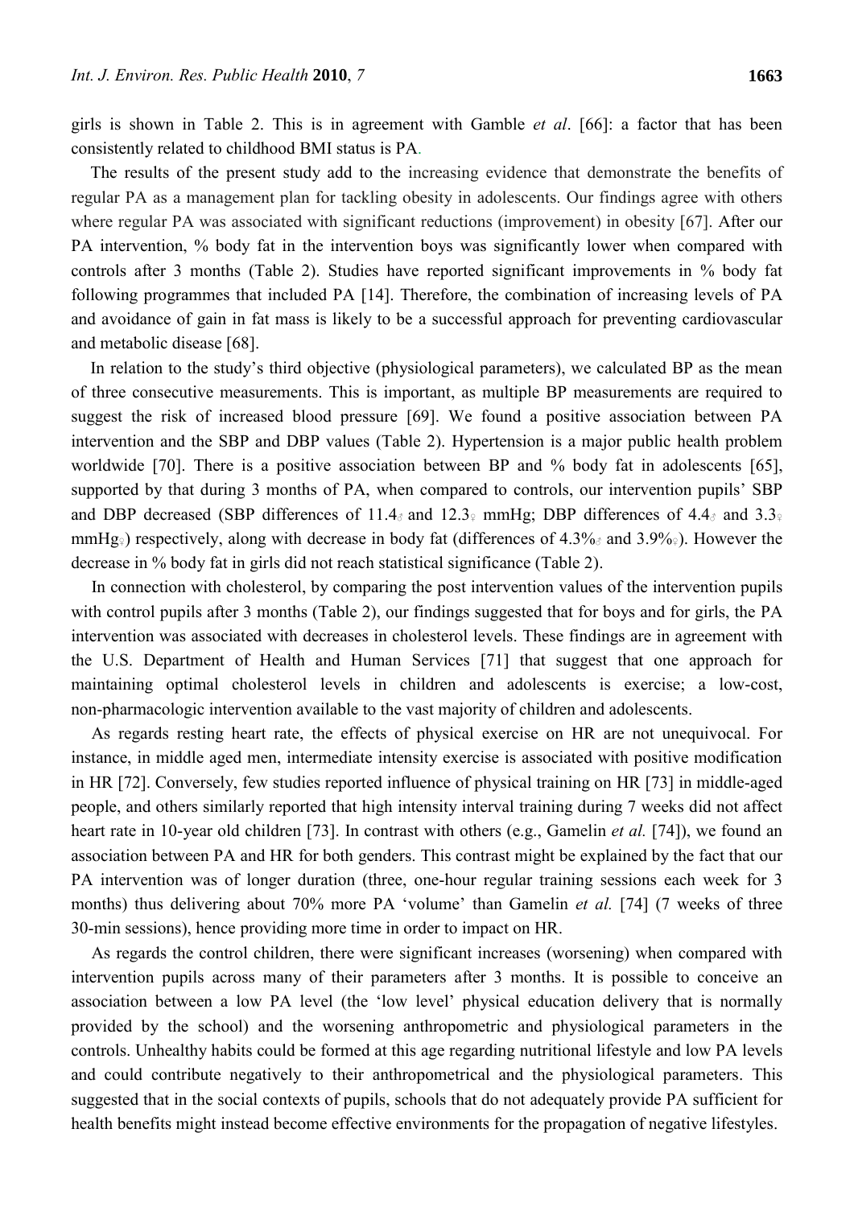girls is shown in Table 2. This is in agreement with Gamble *et al*. [66]: a factor that has been consistently related to childhood BMI status is PA.

The results of the present study add to the increasing evidence that demonstrate the benefits of regular PA as a management plan for tackling obesity in adolescents. Our findings agree with others where regular PA was associated with significant reductions (improvement) in obesity [67]. After our PA intervention, % body fat in the intervention boys was significantly lower when compared with controls after 3 months (Table 2). Studies have reported significant improvements in % body fat following programmes that included PA [14]. Therefore, the combination of increasing levels of PA and avoidance of gain in fat mass is likely to be a successful approach for preventing cardiovascular and metabolic disease [68].

In relation to the study's third objective (physiological parameters), we calculated BP as the mean of three consecutive measurements. This is important, as multiple BP measurements are required to suggest the risk of increased blood pressure [69]. We found a positive association between PA intervention and the SBP and DBP values (Table 2). Hypertension is a major public health problem worldwide [70]. There is a positive association between BP and % body fat in adolescents [65], supported by that during 3 months of PA, when compared to controls, our intervention pupils' SBP and DBP decreased (SBP differences of 11.4♂ and 12.3♀ mmHg; DBP differences of 4.4♂ and 3.3♀ mmHg♀) respectively, along with decrease in body fat (differences of 4.3%♂ and 3.9%♀). However the decrease in % body fat in girls did not reach statistical significance (Table 2).

In connection with cholesterol, by comparing the post intervention values of the intervention pupils with control pupils after 3 months (Table 2), our findings suggested that for boys and for girls, the PA intervention was associated with decreases in cholesterol levels. These findings are in agreement with the U.S. Department of Health and Human Services [71] that suggest that one approach for maintaining optimal cholesterol levels in children and adolescents is exercise; a low-cost, non-pharmacologic intervention available to the vast majority of children and adolescents.

As regards resting heart rate, the effects of physical exercise on HR are not unequivocal. For instance, in middle aged men, intermediate intensity exercise is associated with positive modification in HR [72]. Conversely, few studies reported influence of physical training on HR [73] in middle-aged people, and others similarly reported that high intensity interval training during 7 weeks did not affect heart rate in 10-year old children [73]. In contrast with others (e.g., Gamelin *et al.* [74]), we found an association between PA and HR for both genders. This contrast might be explained by the fact that our PA intervention was of longer duration (three, one-hour regular training sessions each week for 3 months) thus delivering about 70% more PA 'volume' than Gamelin *et al.* [74] (7 weeks of three 30-min sessions), hence providing more time in order to impact on HR.

As regards the control children, there were significant increases (worsening) when compared with intervention pupils across many of their parameters after 3 months. It is possible to conceive an association between a low PA level (the 'low level' physical education delivery that is normally provided by the school) and the worsening anthropometric and physiological parameters in the controls. Unhealthy habits could be formed at this age regarding nutritional lifestyle and low PA levels and could contribute negatively to their anthropometrical and the physiological parameters. This suggested that in the social contexts of pupils, schools that do not adequately provide PA sufficient for health benefits might instead become effective environments for the propagation of negative lifestyles.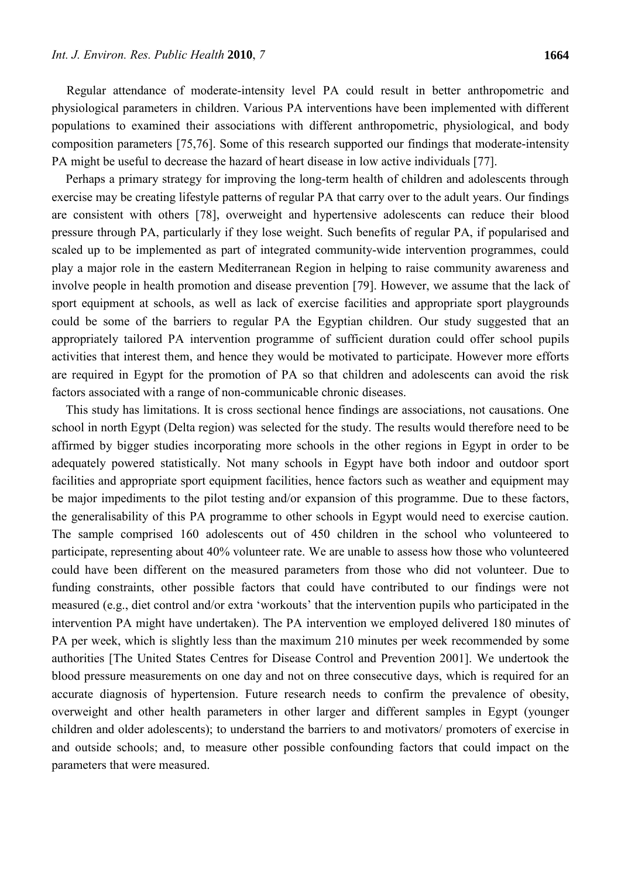Regular attendance of moderate-intensity level PA could result in better anthropometric and physiological parameters in children. Various PA interventions have been implemented with different populations to examined their associations with different anthropometric, physiological, and body composition parameters [75,76]. Some of this research supported our findings that moderate-intensity PA might be useful to decrease the hazard of heart disease in low active individuals [77].

Perhaps a primary strategy for improving the long-term health of children and adolescents through exercise may be creating lifestyle patterns of regular PA that carry over to the adult years. Our findings are consistent with others [78], overweight and hypertensive adolescents can reduce their blood pressure through PA, particularly if they lose weight. Such benefits of regular PA, if popularised and scaled up to be implemented as part of integrated community-wide intervention programmes, could play a major role in the eastern Mediterranean Region in helping to raise community awareness and involve people in health promotion and disease prevention [79]. However, we assume that the lack of sport equipment at schools, as well as lack of exercise facilities and appropriate sport playgrounds could be some of the barriers to regular PA the Egyptian children. Our study suggested that an appropriately tailored PA intervention programme of sufficient duration could offer school pupils activities that interest them, and hence they would be motivated to participate. However more efforts are required in Egypt for the promotion of PA so that children and adolescents can avoid the risk factors associated with a range of non-communicable chronic diseases.

This study has limitations. It is cross sectional hence findings are associations, not causations. One school in north Egypt (Delta region) was selected for the study. The results would therefore need to be affirmed by bigger studies incorporating more schools in the other regions in Egypt in order to be adequately powered statistically. Not many schools in Egypt have both indoor and outdoor sport facilities and appropriate sport equipment facilities, hence factors such as weather and equipment may be major impediments to the pilot testing and/or expansion of this programme. Due to these factors, the generalisability of this PA programme to other schools in Egypt would need to exercise caution. The sample comprised 160 adolescents out of 450 children in the school who volunteered to participate, representing about 40% volunteer rate. We are unable to assess how those who volunteered could have been different on the measured parameters from those who did not volunteer. Due to funding constraints, other possible factors that could have contributed to our findings were not measured (e.g., diet control and/or extra 'workouts' that the intervention pupils who participated in the intervention PA might have undertaken). The PA intervention we employed delivered 180 minutes of PA per week, which is slightly less than the maximum 210 minutes per week recommended by some authorities [The United States Centres for Disease Control and Prevention 2001]. We undertook the blood pressure measurements on one day and not on three consecutive days, which is required for an accurate diagnosis of hypertension. Future research needs to confirm the prevalence of obesity, overweight and other health parameters in other larger and different samples in Egypt (younger children and older adolescents); to understand the barriers to and motivators/ promoters of exercise in and outside schools; and, to measure other possible confounding factors that could impact on the parameters that were measured.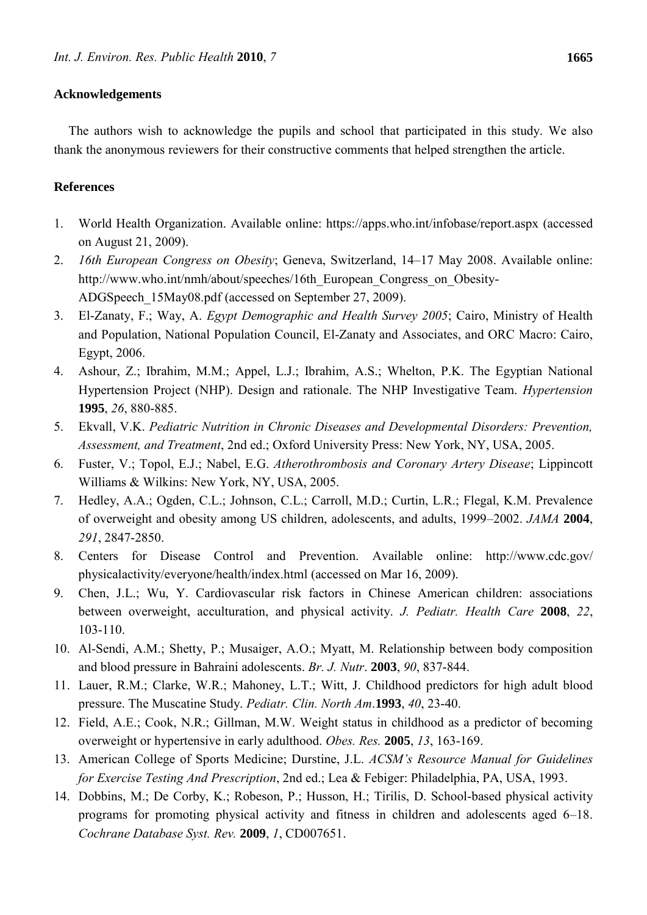## Acknowledgements

The authors wish to acknowledge the pupils and school that participated in this study. We also thank the anonymous reviewers for their constructive comments that helped strengthen the article.

## References

1. World Health Organization. Available online: https://apps.who.int/infobase/report.aspx (accessed on August 21, 2009).
2. *16th European Congress on Obesity*; Geneva, Switzerland, 14–17 May 2008. Available online: http://www.who.int/nmh/about/speeches/16th_European_Congress_on_Obesity-ADGSpeech_15May08.pdf (accessed on September 27, 2009).
3. El-Zanaty, F.; Way, A. *Egypt Demographic and Health Survey 2005*; Cairo, Ministry of Health and Population, National Population Council, El-Zanaty and Associates, and ORC Macro: Cairo, Egypt, 2006.
4. Ashour, Z.; Ibrahim, M.M.; Appel, L.J.; Ibrahim, A.S.; Whelton, P.K. The Egyptian National Hypertension Project (NHP). Design and rationale. The NHP Investigative Team. *Hypertension* **1995**, *26*, 880-885.
5. Ekvall, V.K. *Pediatric Nutrition in Chronic Diseases and Developmental Disorders: Prevention, Assessment, and Treatment*, 2nd ed.; Oxford University Press: New York, NY, USA, 2005.
6. Fuster, V.; Topol, E.J.; Nabel, E.G. *Atherothrombosis and Coronary Artery Disease*; Lippincott Williams & Wilkins: New York, NY, USA, 2005.
7. Hedley, A.A.; Ogden, C.L.; Johnson, C.L.; Carroll, M.D.; Curtin, L.R.; Flegal, K.M. Prevalence of overweight and obesity among US children, adolescents, and adults, 1999–2002. *JAMA* **2004**, *291*, 2847-2850.
8. Centers for Disease Control and Prevention. Available online: http://www.cdc.gov/physicalactivity/everyone/health/index.html (accessed on Mar 16, 2009).
9. Chen, J.L.; Wu, Y. Cardiovascular risk factors in Chinese American children: associations between overweight, acculturation, and physical activity. *J. Pediatr. Health Care* **2008**, *22*, 103-110.
10. Al-Sendi, A.M.; Shetty, P.; Musaiger, A.O.; Myatt, M. Relationship between body composition and blood pressure in Bahraini adolescents. *Br. J. Nutr*. **2003**, *90*, 837-844.
11. Lauer, R.M.; Clarke, W.R.; Mahoney, L.T.; Witt, J. Childhood predictors for high adult blood pressure. The Muscatine Study. *Pediatr. Clin. North Am*.**1993**, *40*, 23-40.
12. Field, A.E.; Cook, N.R.; Gillman, M.W. Weight status in childhood as a predictor of becoming overweight or hypertensive in early adulthood. *Obes. Res.* **2005**, *13*, 163-169.
13. American College of Sports Medicine; Durstine, J.L. *ACSM's Resource Manual for Guidelines for Exercise Testing And Prescription*, 2nd ed.; Lea & Febiger: Philadelphia, PA, USA, 1993.
14. Dobbins, M.; De Corby, K.; Robeson, P.; Husson, H.; Tirilis, D. School-based physical activity programs for promoting physical activity and fitness in children and adolescents aged 6–18. *Cochrane Database Syst. Rev.* **2009**, *1*, CD007651.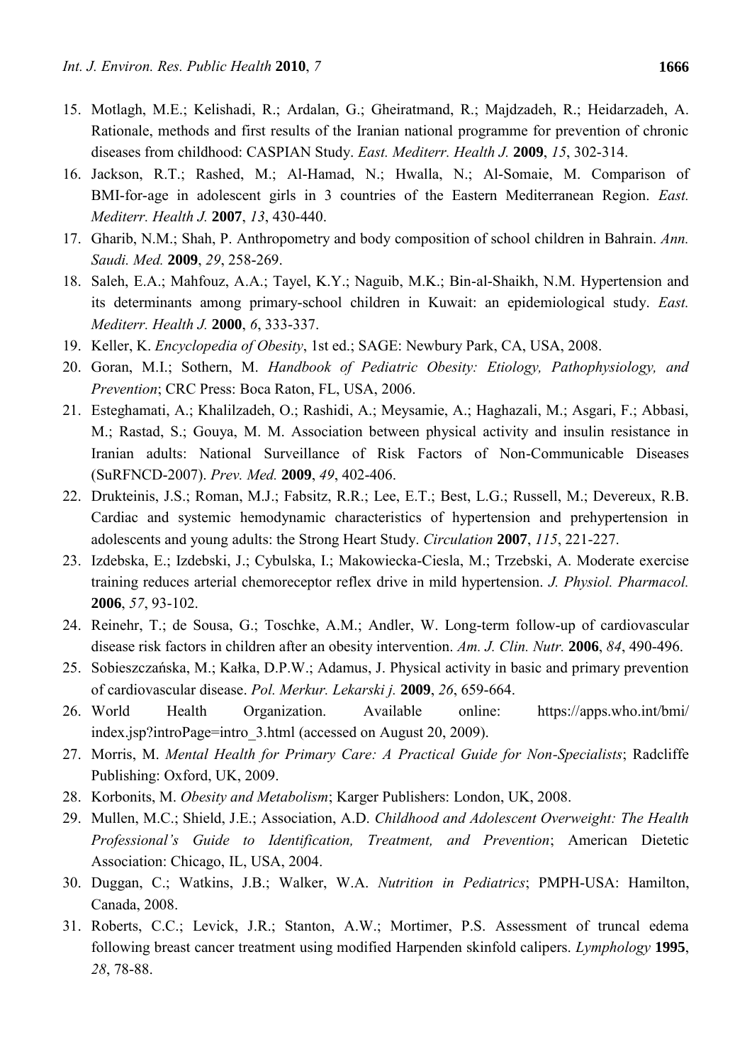15. Motlagh, M.E.; Kelishadi, R.; Ardalan, G.; Gheiratmand, R.; Majdzadeh, R.; Heidarzadeh, A. Rationale, methods and first results of the Iranian national programme for prevention of chronic diseases from childhood: CASPIAN Study. *East. Mediterr. Health J.* **2009**, *15*, 302-314.
16. Jackson, R.T.; Rashed, M.; Al-Hamad, N.; Hwalla, N.; Al-Somaie, M. Comparison of BMI-for-age in adolescent girls in 3 countries of the Eastern Mediterranean Region. *East. Mediterr. Health J.* **2007**, *13*, 430-440.
17. Gharib, N.M.; Shah, P. Anthropometry and body composition of school children in Bahrain. *Ann. Saudi. Med.* **2009**, *29*, 258-269.
18. Saleh, E.A.; Mahfouz, A.A.; Tayel, K.Y.; Naguib, M.K.; Bin-al-Shaikh, N.M. Hypertension and its determinants among primary-school children in Kuwait: an epidemiological study. *East. Mediterr. Health J.* **2000**, *6*, 333-337.
19. Keller, K. *Encyclopedia of Obesity*, 1st ed.; SAGE: Newbury Park, CA, USA, 2008.
20. Goran, M.I.; Sothern, M. *Handbook of Pediatric Obesity: Etiology, Pathophysiology, and Prevention*; CRC Press: Boca Raton, FL, USA, 2006.
21. Esteghamati, A.; Khalilzadeh, O.; Rashidi, A.; Meysamie, A.; Haghazali, M.; Asgari, F.; Abbasi, M.; Rastad, S.; Gouya, M. M. Association between physical activity and insulin resistance in Iranian adults: National Surveillance of Risk Factors of Non-Communicable Diseases (SuRFNCD-2007). *Prev. Med.* **2009**, *49*, 402-406.
22. Drukteinis, J.S.; Roman, M.J.; Fabsitz, R.R.; Lee, E.T.; Best, L.G.; Russell, M.; Devereux, R.B. Cardiac and systemic hemodynamic characteristics of hypertension and prehypertension in adolescents and young adults: the Strong Heart Study. *Circulation* **2007**, *115*, 221-227.
23. Izdebska, E.; Izdebski, J.; Cybulska, I.; Makowiecka-Ciesla, M.; Trzebski, A. Moderate exercise training reduces arterial chemoreceptor reflex drive in mild hypertension. *J. Physiol. Pharmacol.* **2006**, *57*, 93-102.
24. Reinehr, T.; de Sousa, G.; Toschke, A.M.; Andler, W. Long-term follow-up of cardiovascular disease risk factors in children after an obesity intervention. *Am. J. Clin. Nutr.* **2006**, *84*, 490-496.
25. Sobieszczańska, M.; Kałka, D.P.W.; Adamus, J. Physical activity in basic and primary prevention of cardiovascular disease. *Pol. Merkur. Lekarski j.* **2009**, *26*, 659-664.
26. World Health Organization. Available online: https://apps.who.int/bmi/index.jsp?introPage=intro_3.html (accessed on August 20, 2009).
27. Morris, M. *Mental Health for Primary Care: A Practical Guide for Non-Specialists*; Radcliffe Publishing: Oxford, UK, 2009.
28. Korbonits, M. *Obesity and Metabolism*; Karger Publishers: London, UK, 2008.
29. Mullen, M.C.; Shield, J.E.; Association, A.D. *Childhood and Adolescent Overweight: The Health Professional's Guide to Identification, Treatment, and Prevention*; American Dietetic Association: Chicago, IL, USA, 2004.
30. Duggan, C.; Watkins, J.B.; Walker, W.A. *Nutrition in Pediatrics*; PMPH-USA: Hamilton, Canada, 2008.
31. Roberts, C.C.; Levick, J.R.; Stanton, A.W.; Mortimer, P.S. Assessment of truncal edema following breast cancer treatment using modified Harpenden skinfold calipers. *Lymphology* **1995**, *28*, 78-88.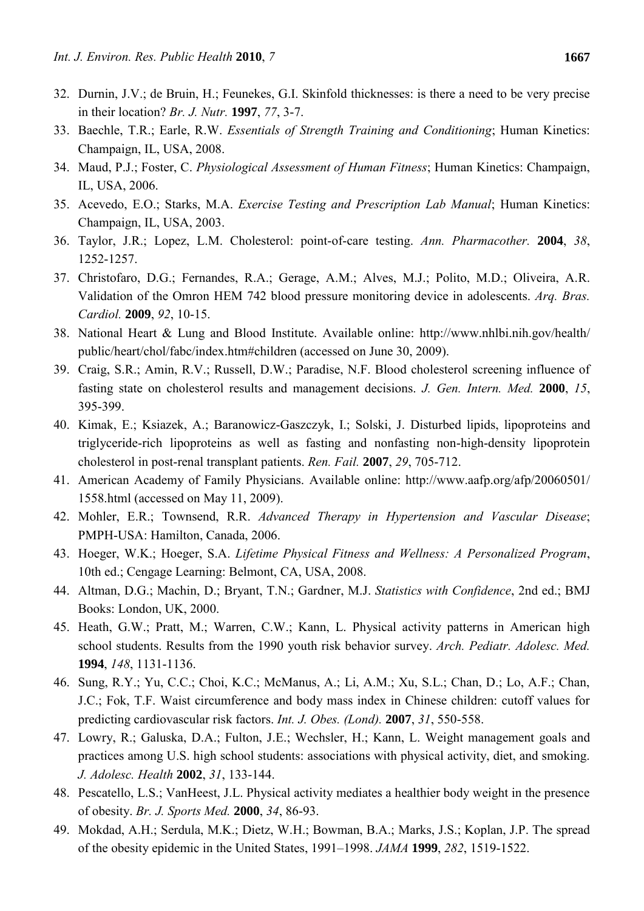32. Durnin, J.V.; de Bruin, H.; Feunekes, G.I. Skinfold thicknesses: is there a need to be very precise in their location? *Br. J. Nutr.* **1997**, *77*, 3-7.
33. Baechle, T.R.; Earle, R.W. *Essentials of Strength Training and Conditioning*; Human Kinetics: Champaign, IL, USA, 2008.
34. Maud, P.J.; Foster, C. *Physiological Assessment of Human Fitness*; Human Kinetics: Champaign, IL, USA, 2006.
35. Acevedo, E.O.; Starks, M.A. *Exercise Testing and Prescription Lab Manual*; Human Kinetics: Champaign, IL, USA, 2003.
36. Taylor, J.R.; Lopez, L.M. Cholesterol: point-of-care testing. *Ann. Pharmacother.* **2004**, *38*, 1252-1257.
37. Christofaro, D.G.; Fernandes, R.A.; Gerage, A.M.; Alves, M.J.; Polito, M.D.; Oliveira, A.R. Validation of the Omron HEM 742 blood pressure monitoring device in adolescents. *Arq. Bras. Cardiol.* **2009**, *92*, 10-15.
38. National Heart & Lung and Blood Institute. Available online: http://www.nhlbi.nih.gov/health/public/heart/chol/fabc/index.htm#children (accessed on June 30, 2009).
39. Craig, S.R.; Amin, R.V.; Russell, D.W.; Paradise, N.F. Blood cholesterol screening influence of fasting state on cholesterol results and management decisions. *J. Gen. Intern. Med.* **2000**, *15*, 395-399.
40. Kimak, E.; Ksiazek, A.; Baranowicz-Gaszczyk, I.; Solski, J. Disturbed lipids, lipoproteins and triglyceride-rich lipoproteins as well as fasting and nonfasting non-high-density lipoprotein cholesterol in post-renal transplant patients. *Ren. Fail.* **2007**, *29*, 705-712.
41. American Academy of Family Physicians. Available online: http://www.aafp.org/afp/20060501/1558.html (accessed on May 11, 2009).
42. Mohler, E.R.; Townsend, R.R. *Advanced Therapy in Hypertension and Vascular Disease*; PMPH-USA: Hamilton, Canada, 2006.
43. Hoeger, W.K.; Hoeger, S.A. *Lifetime Physical Fitness and Wellness: A Personalized Program*, 10th ed.; Cengage Learning: Belmont, CA, USA, 2008.
44. Altman, D.G.; Machin, D.; Bryant, T.N.; Gardner, M.J. *Statistics with Confidence*, 2nd ed.; BMJ Books: London, UK, 2000.
45. Heath, G.W.; Pratt, M.; Warren, C.W.; Kann, L. Physical activity patterns in American high school students. Results from the 1990 youth risk behavior survey. *Arch. Pediatr. Adolesc. Med.* **1994**, *148*, 1131-1136.
46. Sung, R.Y.; Yu, C.C.; Choi, K.C.; McManus, A.; Li, A.M.; Xu, S.L.; Chan, D.; Lo, A.F.; Chan, J.C.; Fok, T.F. Waist circumference and body mass index in Chinese children: cutoff values for predicting cardiovascular risk factors. *Int. J. Obes. (Lond).* **2007**, *31*, 550-558.
47. Lowry, R.; Galuska, D.A.; Fulton, J.E.; Wechsler, H.; Kann, L. Weight management goals and practices among U.S. high school students: associations with physical activity, diet, and smoking. *J. Adolesc. Health* **2002**, *31*, 133-144.
48. Pescatello, L.S.; VanHeest, J.L. Physical activity mediates a healthier body weight in the presence of obesity. *Br. J. Sports Med.* **2000**, *34*, 86-93.
49. Mokdad, A.H.; Serdula, M.K.; Dietz, W.H.; Bowman, B.A.; Marks, J.S.; Koplan, J.P. The spread of the obesity epidemic in the United States, 1991–1998. *JAMA* **1999**, *282*, 1519-1522.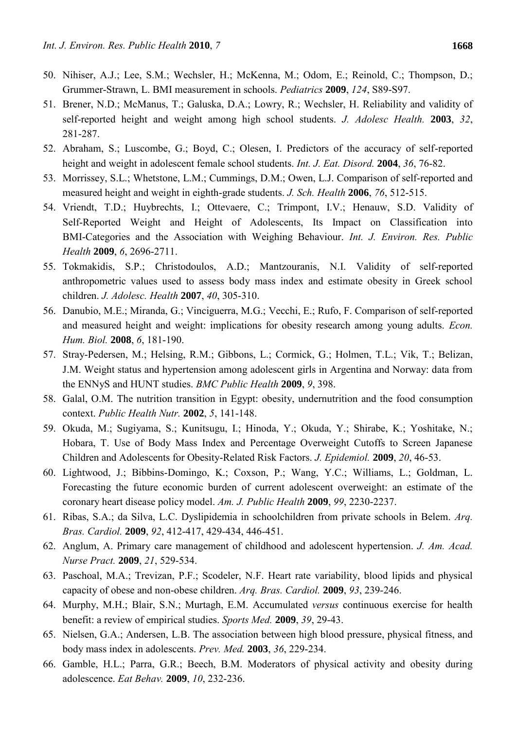50. Nihiser, A.J.; Lee, S.M.; Wechsler, H.; McKenna, M.; Odom, E.; Reinold, C.; Thompson, D.; Grummer-Strawn, L. BMI measurement in schools. *Pediatrics* **2009**, *124*, S89-S97.
51. Brener, N.D.; McManus, T.; Galuska, D.A.; Lowry, R.; Wechsler, H. Reliability and validity of self-reported height and weight among high school students. *J. Adolesc Health.* **2003**, *32*, 281-287.
52. Abraham, S.; Luscombe, G.; Boyd, C.; Olesen, I. Predictors of the accuracy of self-reported height and weight in adolescent female school students. *Int. J. Eat. Disord.* **2004**, *36*, 76-82.
53. Morrissey, S.L.; Whetstone, L.M.; Cummings, D.M.; Owen, L.J. Comparison of self-reported and measured height and weight in eighth-grade students. *J. Sch. Health* **2006**, *76*, 512-515.
54. Vriendt, T.D.; Huybrechts, I.; Ottevaere, C.; Trimpont, I.V.; Henauw, S.D. Validity of Self-Reported Weight and Height of Adolescents, Its Impact on Classification into BMI-Categories and the Association with Weighing Behaviour. *Int. J. Environ. Res. Public Health* **2009**, *6*, 2696-2711.
55. Tokmakidis, S.P.; Christodoulos, A.D.; Mantzouranis, N.I. Validity of self-reported anthropometric values used to assess body mass index and estimate obesity in Greek school children. *J. Adolesc. Health* **2007**, *40*, 305-310.
56. Danubio, M.E.; Miranda, G.; Vinciguerra, M.G.; Vecchi, E.; Rufo, F. Comparison of self-reported and measured height and weight: implications for obesity research among young adults. *Econ. Hum. Biol.* **2008**, *6*, 181-190.
57. Stray-Pedersen, M.; Helsing, R.M.; Gibbons, L.; Cormick, G.; Holmen, T.L.; Vik, T.; Belizan, J.M. Weight status and hypertension among adolescent girls in Argentina and Norway: data from the ENNyS and HUNT studies. *BMC Public Health* **2009**, *9*, 398.
58. Galal, O.M. The nutrition transition in Egypt: obesity, undernutrition and the food consumption context. *Public Health Nutr.* **2002**, *5*, 141-148.
59. Okuda, M.; Sugiyama, S.; Kunitsugu, I.; Hinoda, Y.; Okuda, Y.; Shirabe, K.; Yoshitake, N.; Hobara, T. Use of Body Mass Index and Percentage Overweight Cutoffs to Screen Japanese Children and Adolescents for Obesity-Related Risk Factors. *J. Epidemiol.* **2009**, *20*, 46-53.
60. Lightwood, J.; Bibbins-Domingo, K.; Coxson, P.; Wang, Y.C.; Williams, L.; Goldman, L. Forecasting the future economic burden of current adolescent overweight: an estimate of the coronary heart disease policy model. *Am. J. Public Health* **2009**, *99*, 2230-2237.
61. Ribas, S.A.; da Silva, L.C. Dyslipidemia in schoolchildren from private schools in Belem. *Arq. Bras. Cardiol.* **2009**, *92*, 412-417, 429-434, 446-451.
62. Anglum, A. Primary care management of childhood and adolescent hypertension. *J. Am. Acad. Nurse Pract.* **2009**, *21*, 529-534.
63. Paschoal, M.A.; Trevizan, P.F.; Scodeler, N.F. Heart rate variability, blood lipids and physical capacity of obese and non-obese children. *Arq. Bras. Cardiol.* **2009**, *93*, 239-246.
64. Murphy, M.H.; Blair, S.N.; Murtagh, E.M. Accumulated *versus* continuous exercise for health benefit: a review of empirical studies. *Sports Med.* **2009**, *39*, 29-43.
65. Nielsen, G.A.; Andersen, L.B. The association between high blood pressure, physical fitness, and body mass index in adolescents. *Prev. Med.* **2003**, *36*, 229-234.
66. Gamble, H.L.; Parra, G.R.; Beech, B.M. Moderators of physical activity and obesity during adolescence. *Eat Behav.* **2009**, *10*, 232-236.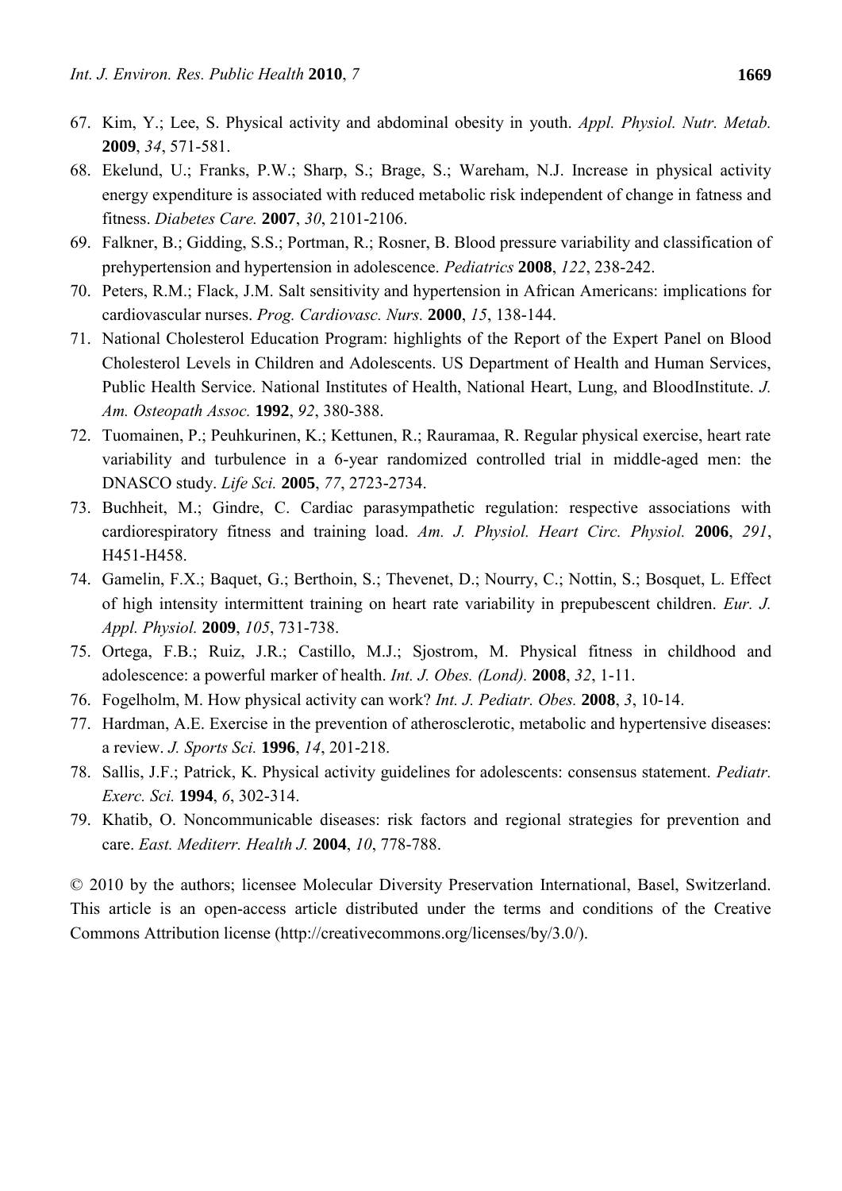67. Kim, Y.; Lee, S. Physical activity and abdominal obesity in youth. *Appl. Physiol. Nutr. Metab.* **2009**, *34*, 571-581.
68. Ekelund, U.; Franks, P.W.; Sharp, S.; Brage, S.; Wareham, N.J. Increase in physical activity energy expenditure is associated with reduced metabolic risk independent of change in fatness and fitness. *Diabetes Care.* **2007**, *30*, 2101-2106.
69. Falkner, B.; Gidding, S.S.; Portman, R.; Rosner, B. Blood pressure variability and classification of prehypertension and hypertension in adolescence. *Pediatrics* **2008**, *122*, 238-242.
70. Peters, R.M.; Flack, J.M. Salt sensitivity and hypertension in African Americans: implications for cardiovascular nurses. *Prog. Cardiovasc. Nurs.* **2000**, *15*, 138-144.
71. National Cholesterol Education Program: highlights of the Report of the Expert Panel on Blood Cholesterol Levels in Children and Adolescents. US Department of Health and Human Services, Public Health Service. National Institutes of Health, National Heart, Lung, and BloodInstitute. *J. Am. Osteopath Assoc.* **1992**, *92*, 380-388.
72. Tuomainen, P.; Peuhkurinen, K.; Kettunen, R.; Rauramaa, R. Regular physical exercise, heart rate variability and turbulence in a 6-year randomized controlled trial in middle-aged men: the DNASCO study. *Life Sci.* **2005**, *77*, 2723-2734.
73. Buchheit, M.; Gindre, C. Cardiac parasympathetic regulation: respective associations with cardiorespiratory fitness and training load. *Am. J. Physiol. Heart Circ. Physiol.* **2006**, *291*, H451-H458.
74. Gamelin, F.X.; Baquet, G.; Berthoin, S.; Thevenet, D.; Nourry, C.; Nottin, S.; Bosquet, L. Effect of high intensity intermittent training on heart rate variability in prepubescent children. *Eur. J. Appl. Physiol.* **2009**, *105*, 731-738.
75. Ortega, F.B.; Ruiz, J.R.; Castillo, M.J.; Sjostrom, M. Physical fitness in childhood and adolescence: a powerful marker of health. *Int. J. Obes. (Lond).* **2008**, *32*, 1-11.
76. Fogelholm, M. How physical activity can work? *Int. J. Pediatr. Obes.* **2008**, *3*, 10-14.
77. Hardman, A.E. Exercise in the prevention of atherosclerotic, metabolic and hypertensive diseases: a review. *J. Sports Sci.* **1996**, *14*, 201-218.
78. Sallis, J.F.; Patrick, K. Physical activity guidelines for adolescents: consensus statement. *Pediatr. Exerc. Sci.* **1994**, *6*, 302-314.
79. Khatib, O. Noncommunicable diseases: risk factors and regional strategies for prevention and care. *East. Mediterr. Health J.* **2004**, *10*, 778-788.

© 2010 by the authors; licensee Molecular Diversity Preservation International, Basel, Switzerland. This article is an open-access article distributed under the terms and conditions of the Creative Commons Attribution license (http://creativecommons.org/licenses/by/3.0/).